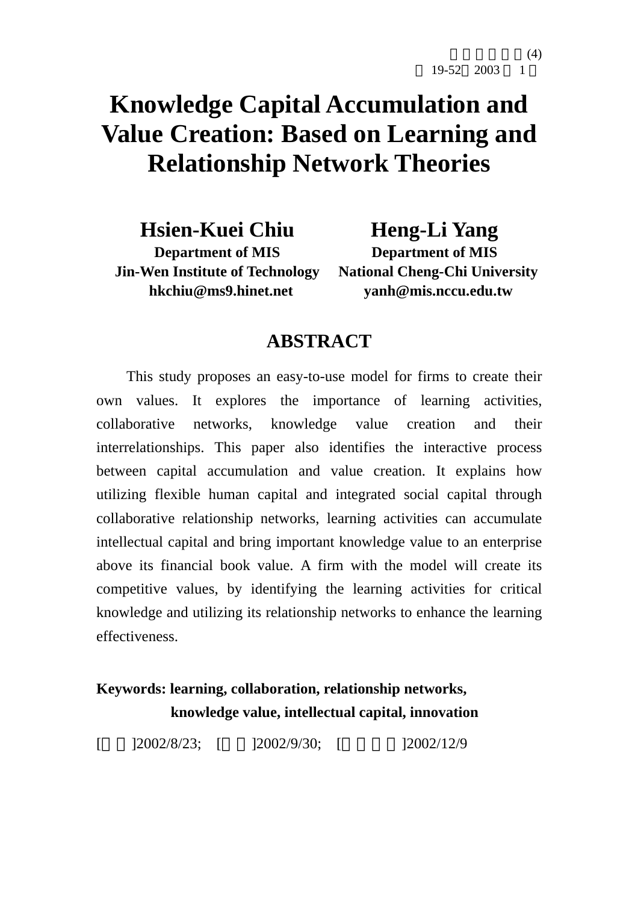# Knowledge Capital Accumulation and Value Creation: Based on Learning and Relationship Network Theories

**Hsien-Kuei Chiu**
**Department of MIS**
**Jin-Wen Institute of Technology**
**hkchiu@ms9.hinet.net**

**Heng-Li Yang**
**Department of MIS**
**National Cheng-Chi University**
**yanh@mis.nccu.edu.tw**

## ABSTRACT

This study proposes an easy-to-use model for firms to create their own values. It explores the importance of learning activities, collaborative networks, knowledge value creation and their interrelationships. This paper also identifies the interactive process between capital accumulation and value creation. It explains how utilizing flexible human capital and integrated social capital through collaborative relationship networks, learning activities can accumulate intellectual capital and bring important knowledge value to an enterprise above its financial book value. A firm with the model will create its competitive values, by identifying the learning activities for critical knowledge and utilizing its relationship networks to enhance the learning effectiveness.

**Keywords: learning, collaboration, relationship networks, knowledge value, intellectual capital, innovation**

[ ]2002/8/23; [ ]2002/9/30; [ ]2002/12/9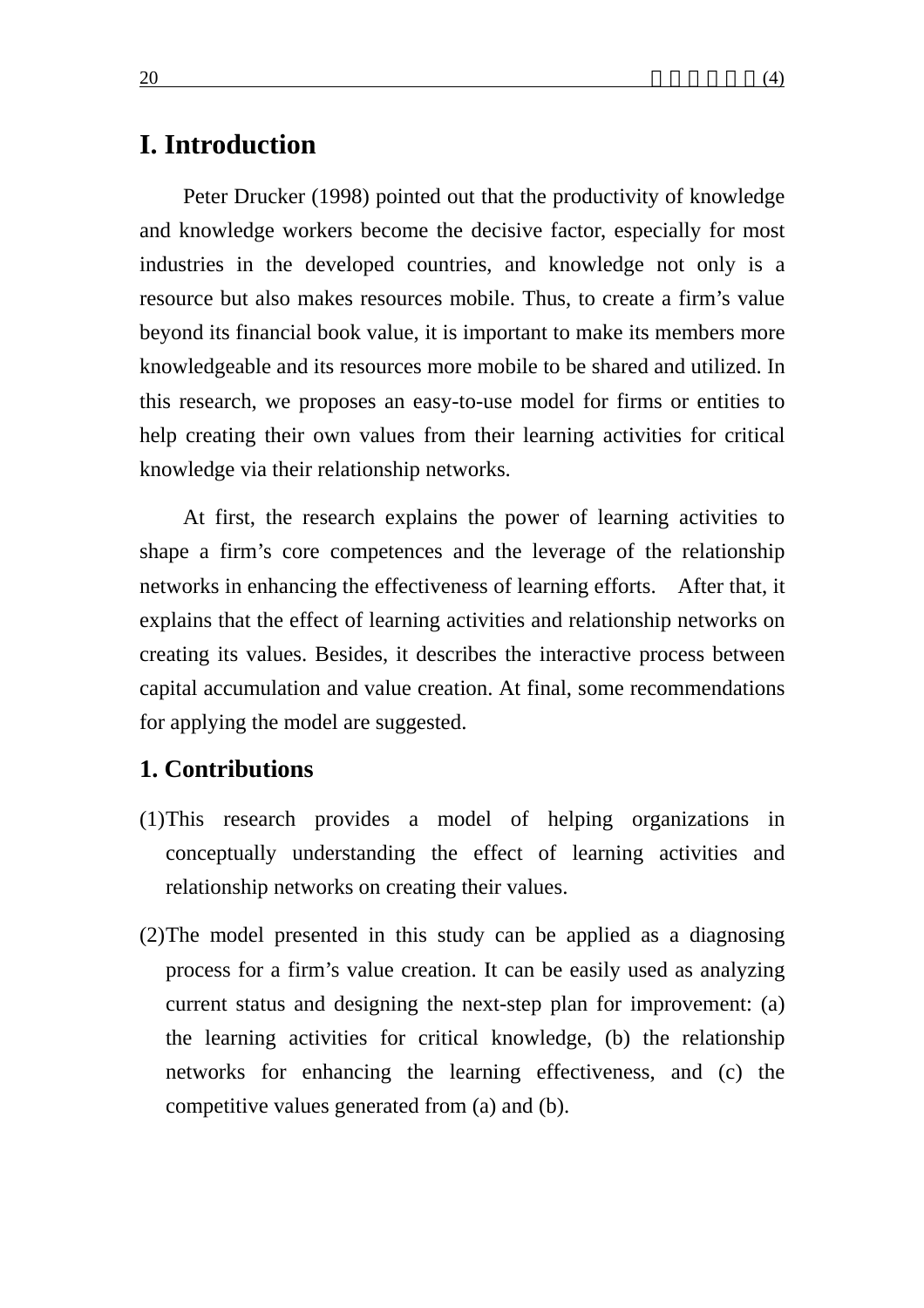# I. Introduction

Peter Drucker (1998) pointed out that the productivity of knowledge and knowledge workers become the decisive factor, especially for most industries in the developed countries, and knowledge not only is a resource but also makes resources mobile. Thus, to create a firm's value beyond its financial book value, it is important to make its members more knowledgeable and its resources more mobile to be shared and utilized. In this research, we proposes an easy-to-use model for firms or entities to help creating their own values from their learning activities for critical knowledge via their relationship networks.

At first, the research explains the power of learning activities to shape a firm's core competences and the leverage of the relationship networks in enhancing the effectiveness of learning efforts. After that, it explains that the effect of learning activities and relationship networks on creating its values. Besides, it describes the interactive process between capital accumulation and value creation. At final, some recommendations for applying the model are suggested.

## 1. Contributions

(1) This research provides a model of helping organizations in conceptually understanding the effect of learning activities and relationship networks on creating their values.

(2) The model presented in this study can be applied as a diagnosing process for a firm's value creation. It can be easily used as analyzing current status and designing the next-step plan for improvement: (a) the learning activities for critical knowledge, (b) the relationship networks for enhancing the learning effectiveness, and (c) the competitive values generated from (a) and (b).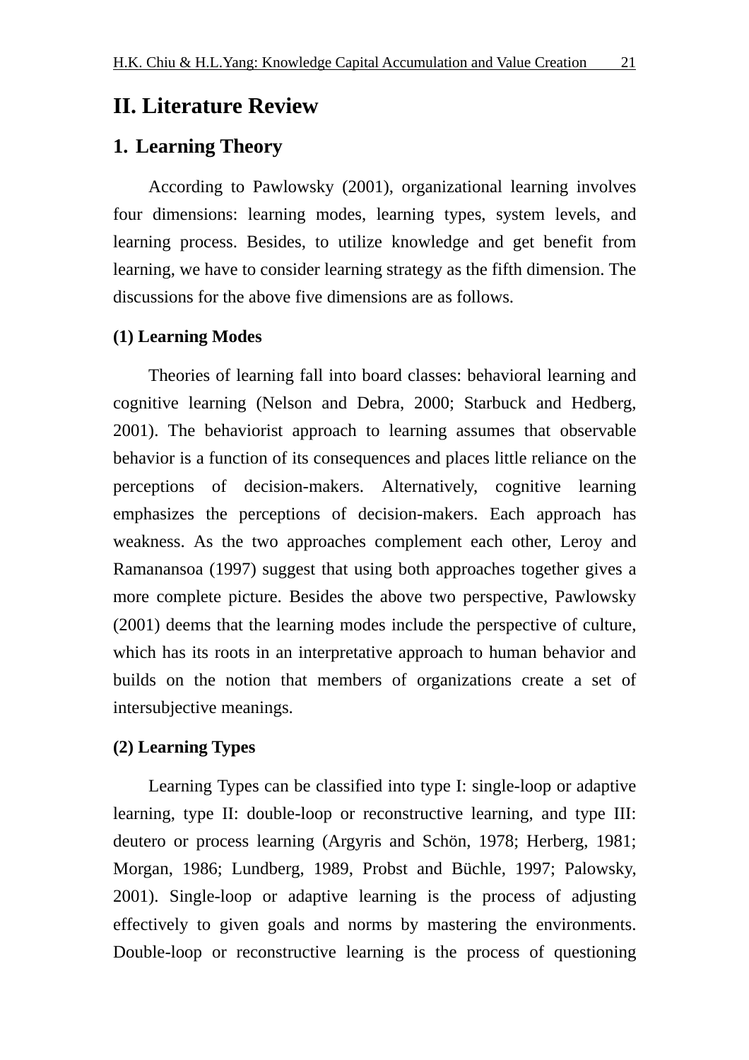# II. Literature Review

## 1. Learning Theory

According to Pawlowsky (2001), organizational learning involves four dimensions: learning modes, learning types, system levels, and learning process. Besides, to utilize knowledge and get benefit from learning, we have to consider learning strategy as the fifth dimension. The discussions for the above five dimensions are as follows.

### (1) Learning Modes

Theories of learning fall into board classes: behavioral learning and cognitive learning (Nelson and Debra, 2000; Starbuck and Hedberg, 2001). The behaviorist approach to learning assumes that observable behavior is a function of its consequences and places little reliance on the perceptions of decision-makers. Alternatively, cognitive learning emphasizes the perceptions of decision-makers. Each approach has weakness. As the two approaches complement each other, Leroy and Ramanansoa (1997) suggest that using both approaches together gives a more complete picture. Besides the above two perspective, Pawlowsky (2001) deems that the learning modes include the perspective of culture, which has its roots in an interpretative approach to human behavior and builds on the notion that members of organizations create a set of intersubjective meanings.

### (2) Learning Types

Learning Types can be classified into type I: single-loop or adaptive learning, type II: double-loop or reconstructive learning, and type III: deutero or process learning (Argyris and Schön, 1978; Herberg, 1981; Morgan, 1986; Lundberg, 1989, Probst and Büchle, 1997; Palowsky, 2001). Single-loop or adaptive learning is the process of adjusting effectively to given goals and norms by mastering the environments. Double-loop or reconstructive learning is the process of questioning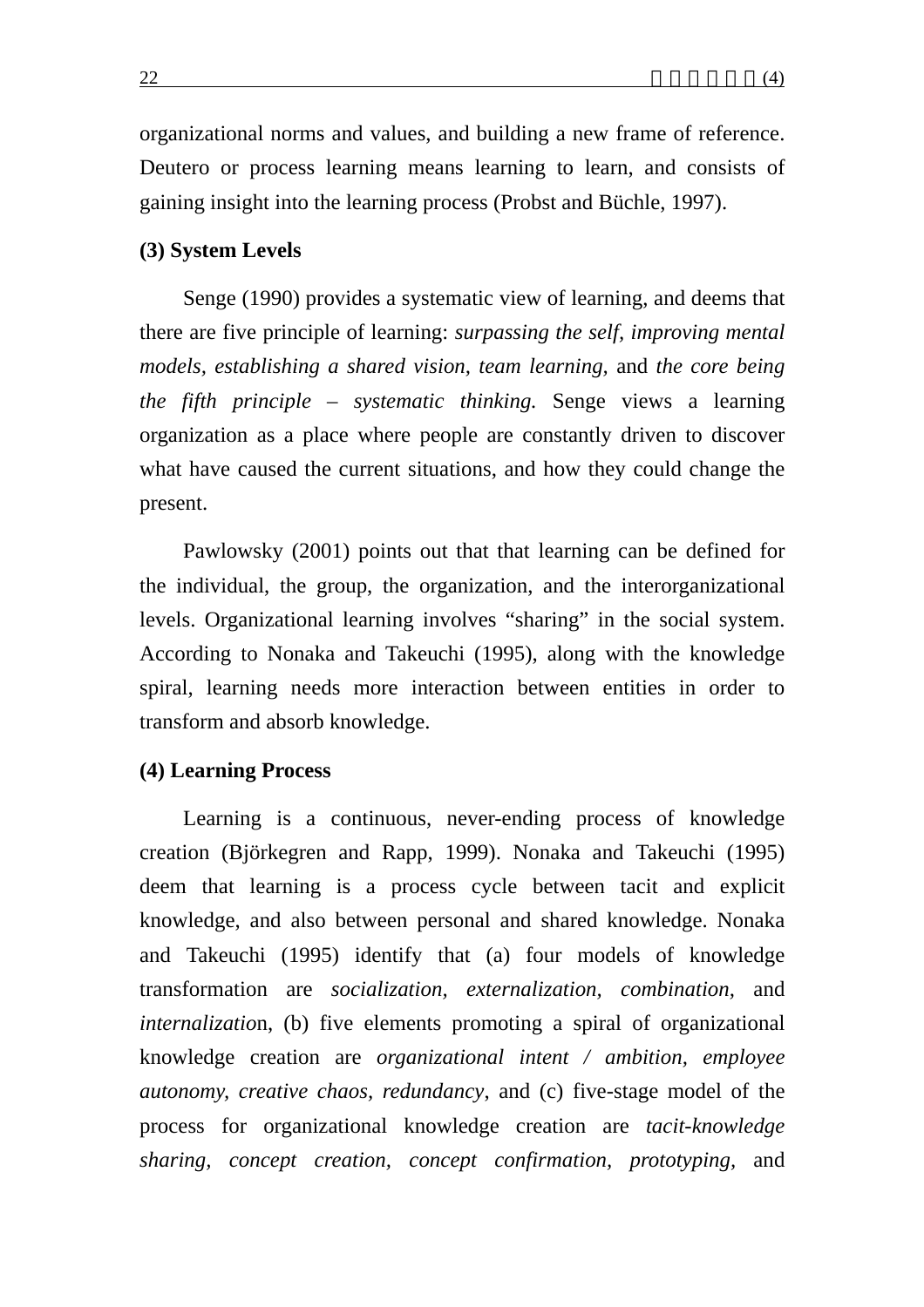organizational norms and values, and building a new frame of reference. Deutero or process learning means learning to learn, and consists of gaining insight into the learning process (Probst and Büchle, 1997).

**(3) System Levels**

Senge (1990) provides a systematic view of learning, and deems that there are five principle of learning: *surpassing the self, improving mental models, establishing a shared vision, team learning,* and *the core being the fifth principle – systematic thinking.* Senge views a learning organization as a place where people are constantly driven to discover what have caused the current situations, and how they could change the present.

Pawlowsky (2001) points out that that learning can be defined for the individual, the group, the organization, and the interorganizational levels. Organizational learning involves "sharing" in the social system. According to Nonaka and Takeuchi (1995), along with the knowledge spiral, learning needs more interaction between entities in order to transform and absorb knowledge.

**(4) Learning Process**

Learning is a continuous, never-ending process of knowledge creation (Björkegren and Rapp, 1999). Nonaka and Takeuchi (1995) deem that learning is a process cycle between tacit and explicit knowledge, and also between personal and shared knowledge. Nonaka and Takeuchi (1995) identify that (a) four models of knowledge transformation are *socialization, externalization, combination,* and *internalizatio*n, (b) five elements promoting a spiral of organizational knowledge creation are *organizational intent / ambition, employee autonomy, creative chaos, redundancy*, and (c) five-stage model of the process for organizational knowledge creation are *tacit-knowledge sharing, concept creation, concept confirmation, prototyping,* and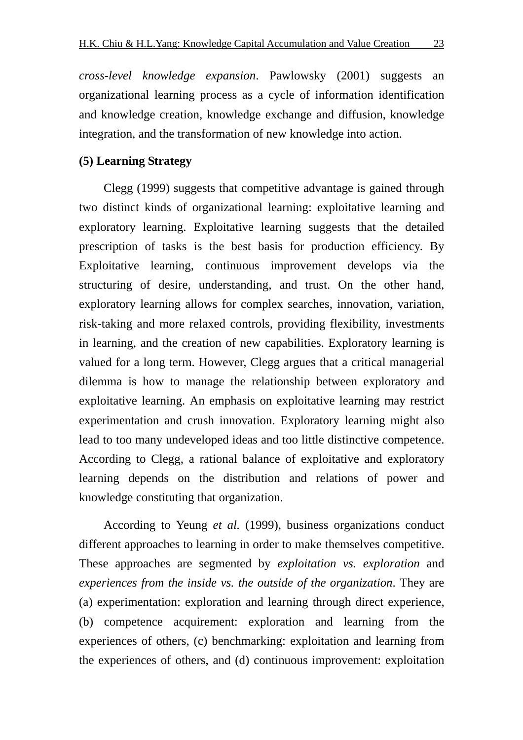*cross-level knowledge expansion*. Pawlowsky (2001) suggests an organizational learning process as a cycle of information identification and knowledge creation, knowledge exchange and diffusion, knowledge integration, and the transformation of new knowledge into action.

**(5) Learning Strategy**

Clegg (1999) suggests that competitive advantage is gained through two distinct kinds of organizational learning: exploitative learning and exploratory learning. Exploitative learning suggests that the detailed prescription of tasks is the best basis for production efficiency. By Exploitative learning, continuous improvement develops via the structuring of desire, understanding, and trust. On the other hand, exploratory learning allows for complex searches, innovation, variation, risk-taking and more relaxed controls, providing flexibility, investments in learning, and the creation of new capabilities. Exploratory learning is valued for a long term. However, Clegg argues that a critical managerial dilemma is how to manage the relationship between exploratory and exploitative learning. An emphasis on exploitative learning may restrict experimentation and crush innovation. Exploratory learning might also lead to too many undeveloped ideas and too little distinctive competence. According to Clegg, a rational balance of exploitative and exploratory learning depends on the distribution and relations of power and knowledge constituting that organization.

According to Yeung *et al.* (1999), business organizations conduct different approaches to learning in order to make themselves competitive. These approaches are segmented by *exploitation vs. exploration* and *experiences from the inside vs. the outside of the organization*. They are (a) experimentation: exploration and learning through direct experience, (b) competence acquirement: exploration and learning from the experiences of others, (c) benchmarking: exploitation and learning from the experiences of others, and (d) continuous improvement: exploitation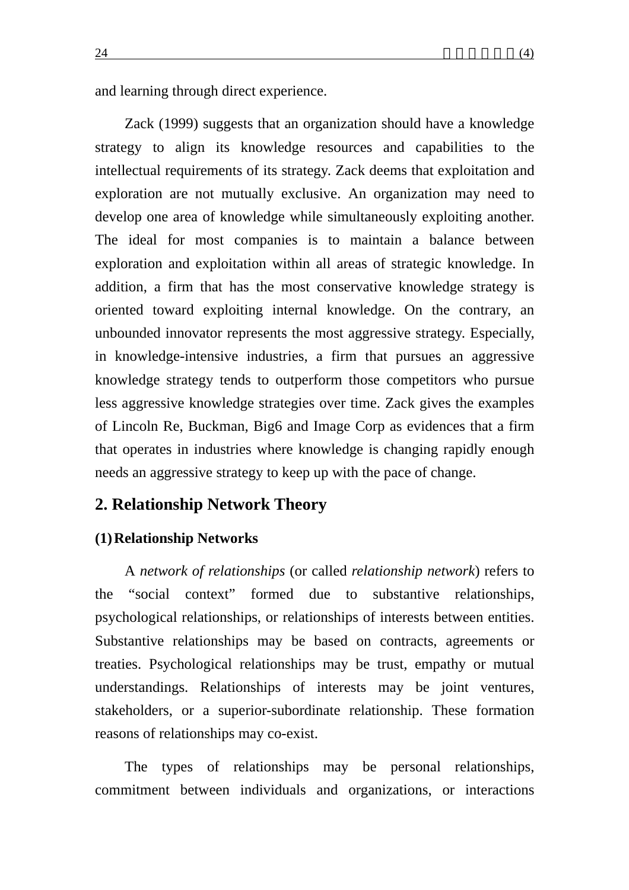and learning through direct experience.

Zack (1999) suggests that an organization should have a knowledge strategy to align its knowledge resources and capabilities to the intellectual requirements of its strategy. Zack deems that exploitation and exploration are not mutually exclusive. An organization may need to develop one area of knowledge while simultaneously exploiting another. The ideal for most companies is to maintain a balance between exploration and exploitation within all areas of strategic knowledge. In addition, a firm that has the most conservative knowledge strategy is oriented toward exploiting internal knowledge. On the contrary, an unbounded innovator represents the most aggressive strategy. Especially, in knowledge-intensive industries, a firm that pursues an aggressive knowledge strategy tends to outperform those competitors who pursue less aggressive knowledge strategies over time. Zack gives the examples of Lincoln Re, Buckman, Big6 and Image Corp as evidences that a firm that operates in industries where knowledge is changing rapidly enough needs an aggressive strategy to keep up with the pace of change.

## 2. Relationship Network Theory

### (1) Relationship Networks

A *network of relationships* (or called *relationship network*) refers to the "social context" formed due to substantive relationships, psychological relationships, or relationships of interests between entities. Substantive relationships may be based on contracts, agreements or treaties. Psychological relationships may be trust, empathy or mutual understandings. Relationships of interests may be joint ventures, stakeholders, or a superior-subordinate relationship. These formation reasons of relationships may co-exist.

The types of relationships may be personal relationships, commitment between individuals and organizations, or interactions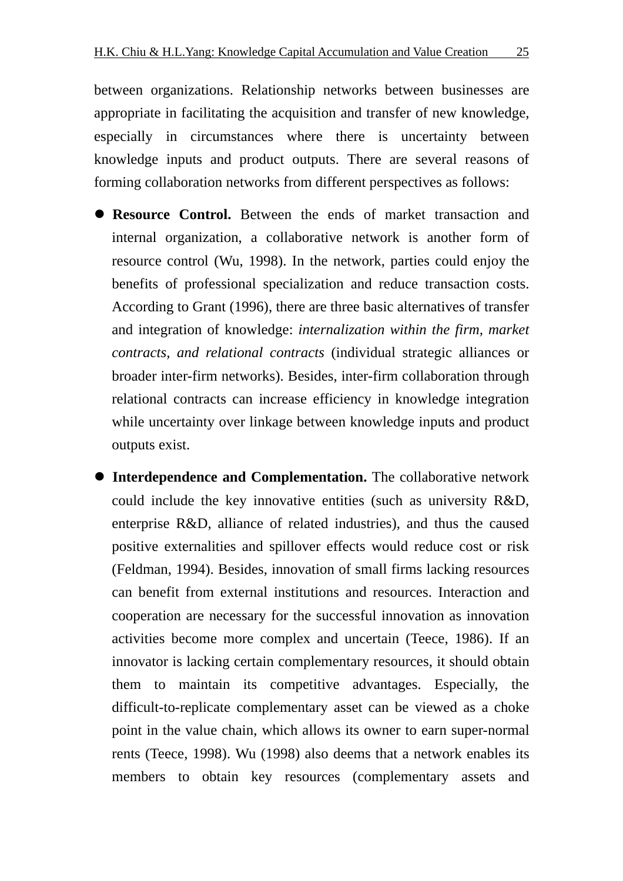between organizations. Relationship networks between businesses are appropriate in facilitating the acquisition and transfer of new knowledge, especially in circumstances where there is uncertainty between knowledge inputs and product outputs. There are several reasons of forming collaboration networks from different perspectives as follows:

- **Resource Control.** Between the ends of market transaction and internal organization, a collaborative network is another form of resource control (Wu, 1998). In the network, parties could enjoy the benefits of professional specialization and reduce transaction costs. According to Grant (1996), there are three basic alternatives of transfer and integration of knowledge: *internalization within the firm, market contracts, and relational contracts* (individual strategic alliances or broader inter-firm networks). Besides, inter-firm collaboration through relational contracts can increase efficiency in knowledge integration while uncertainty over linkage between knowledge inputs and product outputs exist.

- **Interdependence and Complementation.** The collaborative network could include the key innovative entities (such as university R&D, enterprise R&D, alliance of related industries), and thus the caused positive externalities and spillover effects would reduce cost or risk (Feldman, 1994). Besides, innovation of small firms lacking resources can benefit from external institutions and resources. Interaction and cooperation are necessary for the successful innovation as innovation activities become more complex and uncertain (Teece, 1986). If an innovator is lacking certain complementary resources, it should obtain them to maintain its competitive advantages. Especially, the difficult-to-replicate complementary asset can be viewed as a choke point in the value chain, which allows its owner to earn super-normal rents (Teece, 1998). Wu (1998) also deems that a network enables its members to obtain key resources (complementary assets and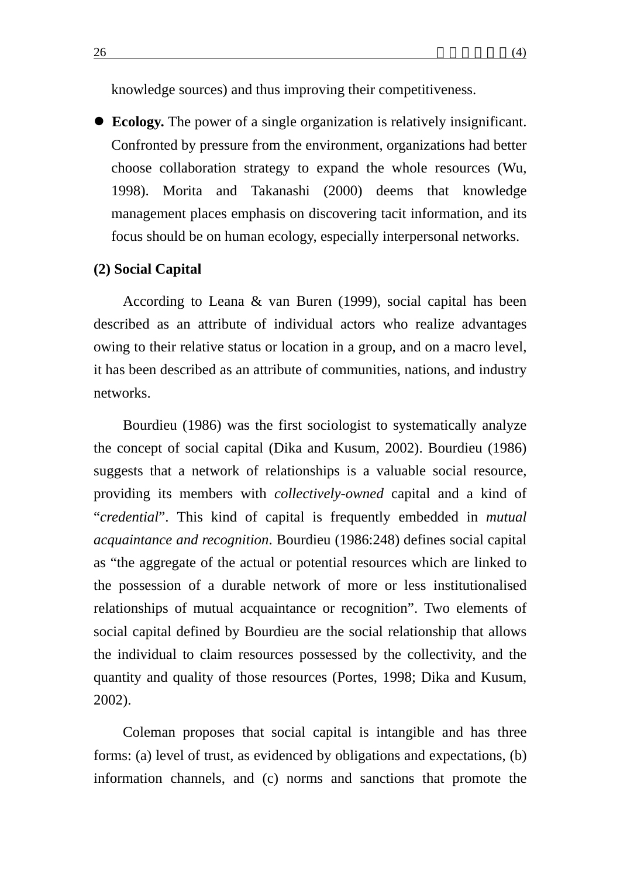knowledge sources) and thus improving their competitiveness.

- **Ecology.** The power of a single organization is relatively insignificant. Confronted by pressure from the environment, organizations had better choose collaboration strategy to expand the whole resources (Wu, 1998). Morita and Takanashi (2000) deems that knowledge management places emphasis on discovering tacit information, and its focus should be on human ecology, especially interpersonal networks.

**(2) Social Capital**

According to Leana & van Buren (1999), social capital has been described as an attribute of individual actors who realize advantages owing to their relative status or location in a group, and on a macro level, it has been described as an attribute of communities, nations, and industry networks.

Bourdieu (1986) was the first sociologist to systematically analyze the concept of social capital (Dika and Kusum, 2002). Bourdieu (1986) suggests that a network of relationships is a valuable social resource, providing its members with *collectively-owned* capital and a kind of "*credential*". This kind of capital is frequently embedded in *mutual acquaintance and recognition*. Bourdieu (1986:248) defines social capital as "the aggregate of the actual or potential resources which are linked to the possession of a durable network of more or less institutionalised relationships of mutual acquaintance or recognition". Two elements of social capital defined by Bourdieu are the social relationship that allows the individual to claim resources possessed by the collectivity, and the quantity and quality of those resources (Portes, 1998; Dika and Kusum, 2002).

Coleman proposes that social capital is intangible and has three forms: (a) level of trust, as evidenced by obligations and expectations, (b) information channels, and (c) norms and sanctions that promote the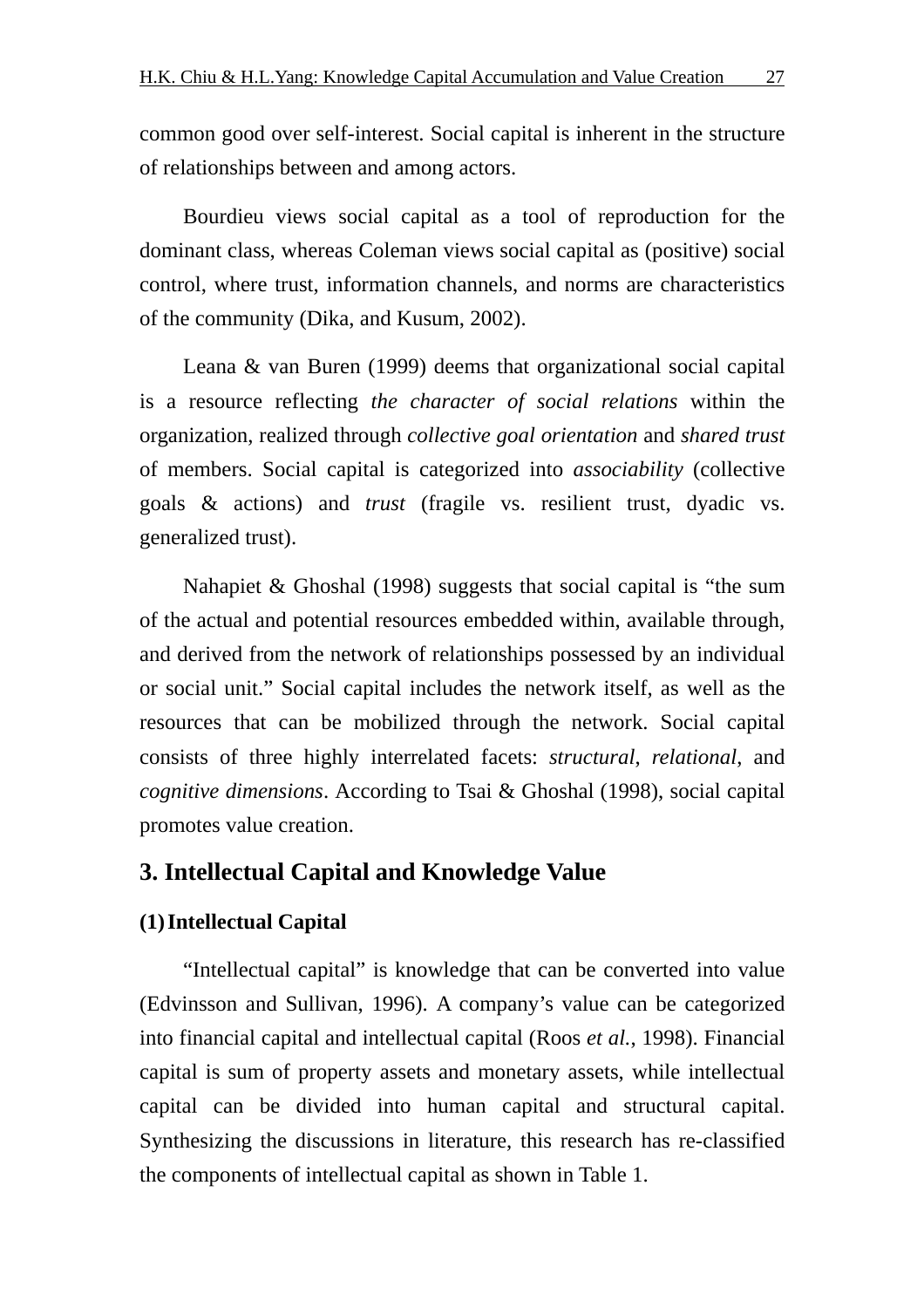common good over self-interest. Social capital is inherent in the structure of relationships between and among actors.

Bourdieu views social capital as a tool of reproduction for the dominant class, whereas Coleman views social capital as (positive) social control, where trust, information channels, and norms are characteristics of the community (Dika, and Kusum, 2002).

Leana & van Buren (1999) deems that organizational social capital is a resource reflecting *the character of social relations* within the organization, realized through *collective goal orientation* and *shared trust* of members. Social capital is categorized into *associability* (collective goals & actions) and *trust* (fragile vs. resilient trust, dyadic vs. generalized trust).

Nahapiet & Ghoshal (1998) suggests that social capital is "the sum of the actual and potential resources embedded within, available through, and derived from the network of relationships possessed by an individual or social unit." Social capital includes the network itself, as well as the resources that can be mobilized through the network. Social capital consists of three highly interrelated facets: *structural*, *relational*, and *cognitive dimensions*. According to Tsai & Ghoshal (1998), social capital promotes value creation.

## 3. Intellectual Capital and Knowledge Value

### (1) Intellectual Capital

"Intellectual capital" is knowledge that can be converted into value (Edvinsson and Sullivan, 1996). A company's value can be categorized into financial capital and intellectual capital (Roos *et al.*, 1998). Financial capital is sum of property assets and monetary assets, while intellectual capital can be divided into human capital and structural capital. Synthesizing the discussions in literature, this research has re-classified the components of intellectual capital as shown in Table 1.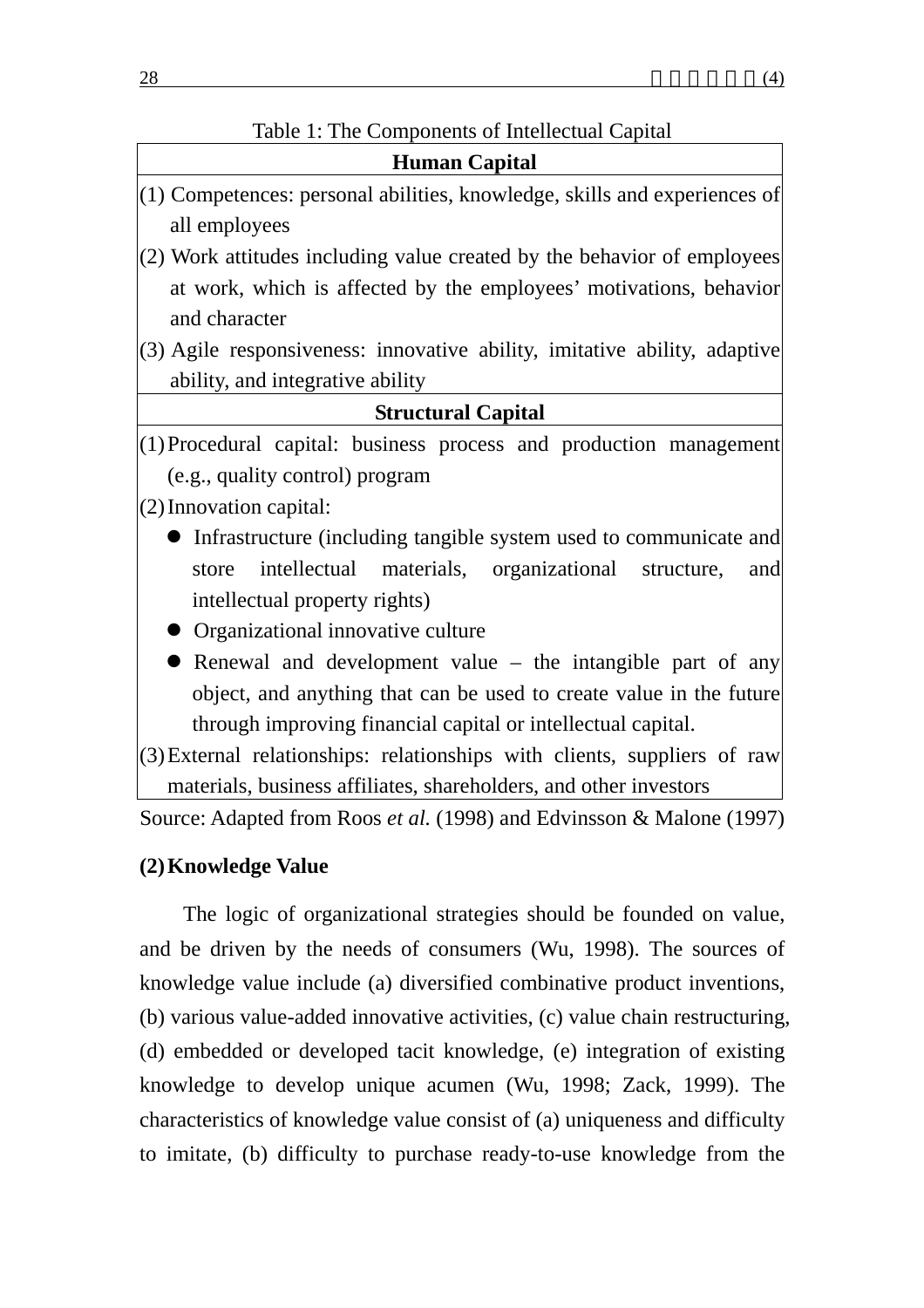Table 1: The Components of Intellectual Capital

| Human Capital |
|---|
| (1) Competences: personal abilities, knowledge, skills and experiences of all employees<br>(2) Work attitudes including value created by the behavior of employees at work, which is affected by the employees' motivations, behavior and character<br>(3) Agile responsiveness: innovative ability, imitative ability, adaptive ability, and integrative ability |
| **Structural Capital** |
| (1) Procedural capital: business process and production management (e.g., quality control) program<br>(2) Innovation capital:<br>● Infrastructure (including tangible system used to communicate and store intellectual materials, organizational structure, and intellectual property rights)<br>● Organizational innovative culture<br>● Renewal and development value – the intangible part of any object, and anything that can be used to create value in the future through improving financial capital or intellectual capital.<br>(3) External relationships: relationships with clients, suppliers of raw materials, business affiliates, shareholders, and other investors |

Source: Adapted from Roos *et al.* (1998) and Edvinsson & Malone (1997)

**(2) Knowledge Value**

The logic of organizational strategies should be founded on value, and be driven by the needs of consumers (Wu, 1998). The sources of knowledge value include (a) diversified combinative product inventions, (b) various value-added innovative activities, (c) value chain restructuring, (d) embedded or developed tacit knowledge, (e) integration of existing knowledge to develop unique acumen (Wu, 1998; Zack, 1999). The characteristics of knowledge value consist of (a) uniqueness and difficulty to imitate, (b) difficulty to purchase ready-to-use knowledge from the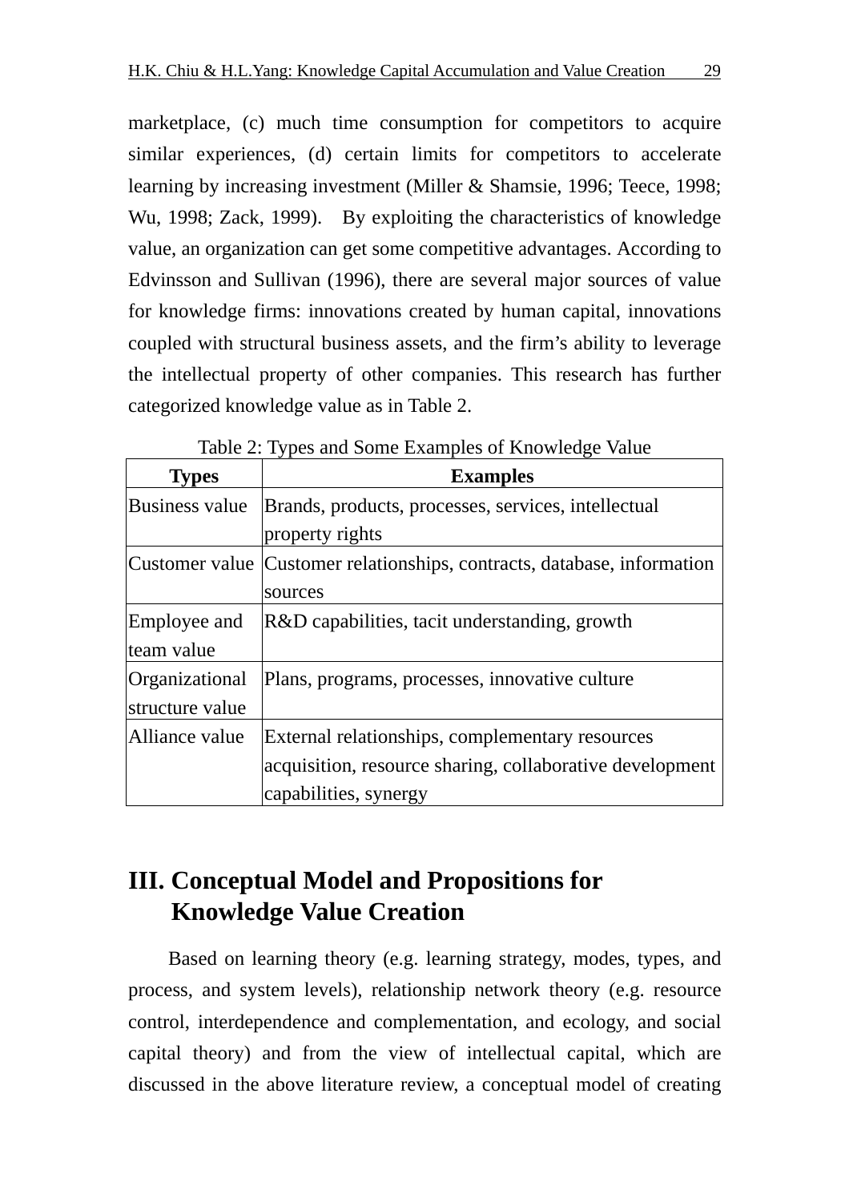marketplace, (c) much time consumption for competitors to acquire similar experiences, (d) certain limits for competitors to accelerate learning by increasing investment (Miller & Shamsie, 1996; Teece, 1998; Wu, 1998; Zack, 1999). By exploiting the characteristics of knowledge value, an organization can get some competitive advantages. According to Edvinsson and Sullivan (1996), there are several major sources of value for knowledge firms: innovations created by human capital, innovations coupled with structural business assets, and the firm's ability to leverage the intellectual property of other companies. This research has further categorized knowledge value as in Table 2.

Table 2: Types and Some Examples of Knowledge Value

| Types | Examples |
|---|---|
| Business value | Brands, products, processes, services, intellectual property rights |
| Customer value | Customer relationships, contracts, database, information sources |
| Employee and team value | R&D capabilities, tacit understanding, growth |
| Organizational structure value | Plans, programs, processes, innovative culture |
| Alliance value | External relationships, complementary resources acquisition, resource sharing, collaborative development capabilities, synergy |

## III. Conceptual Model and Propositions for Knowledge Value Creation

Based on learning theory (e.g. learning strategy, modes, types, and process, and system levels), relationship network theory (e.g. resource control, interdependence and complementation, and ecology, and social capital theory) and from the view of intellectual capital, which are discussed in the above literature review, a conceptual model of creating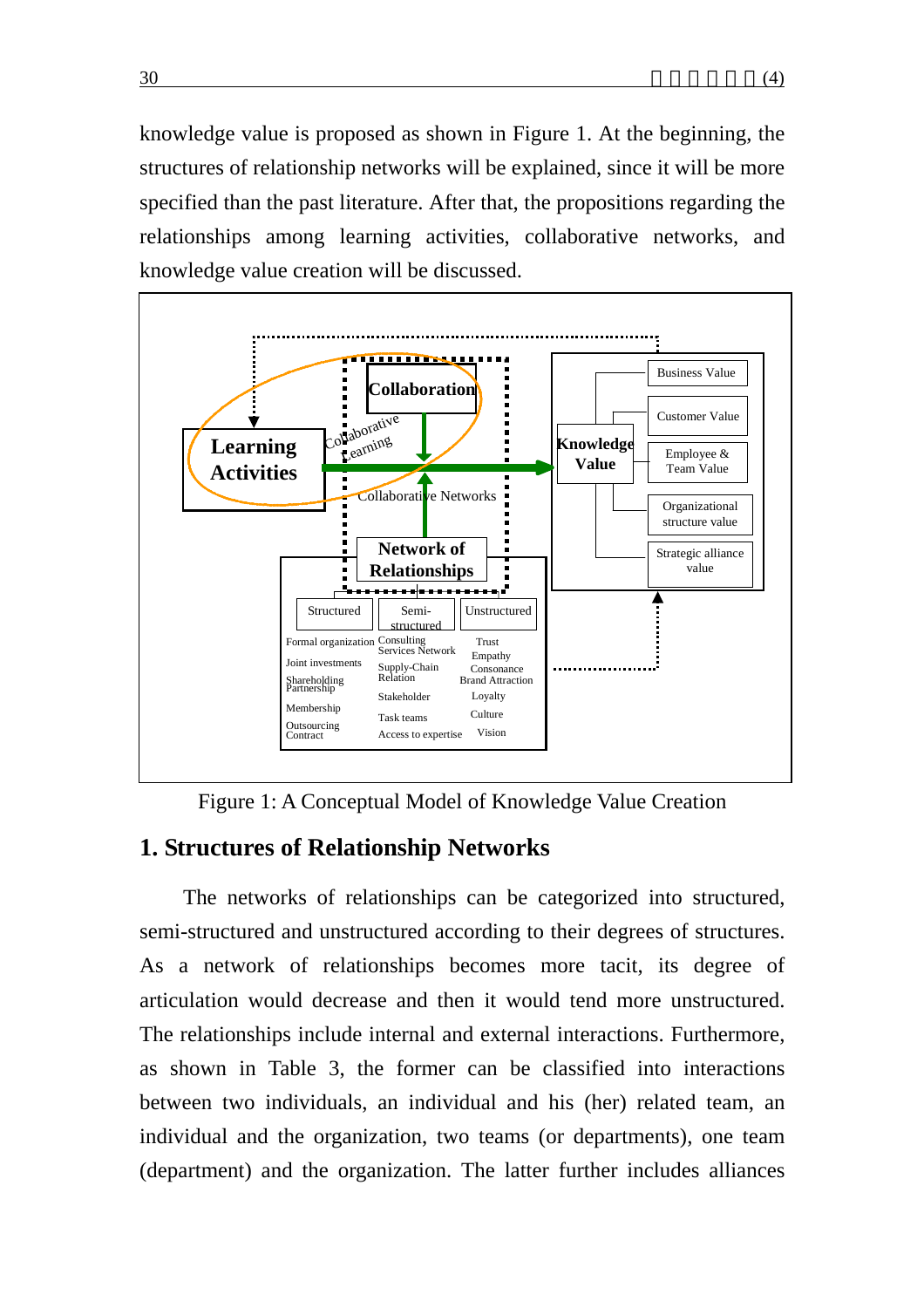knowledge value is proposed as shown in Figure 1. At the beginning, the structures of relationship networks will be explained, since it will be more specified than the past literature. After that, the propositions regarding the relationships among learning activities, collaborative networks, and knowledge value creation will be discussed.

Figure 1: A Conceptual Model of Knowledge Value Creation

## 1. Structures of Relationship Networks

The networks of relationships can be categorized into structured, semi-structured and unstructured according to their degrees of structures. As a network of relationships becomes more tacit, its degree of articulation would decrease and then it would tend more unstructured. The relationships include internal and external interactions. Furthermore, as shown in Table 3, the former can be classified into interactions between two individuals, an individual and his (her) related team, an individual and the organization, two teams (or departments), one team (department) and the organization. The latter further includes alliances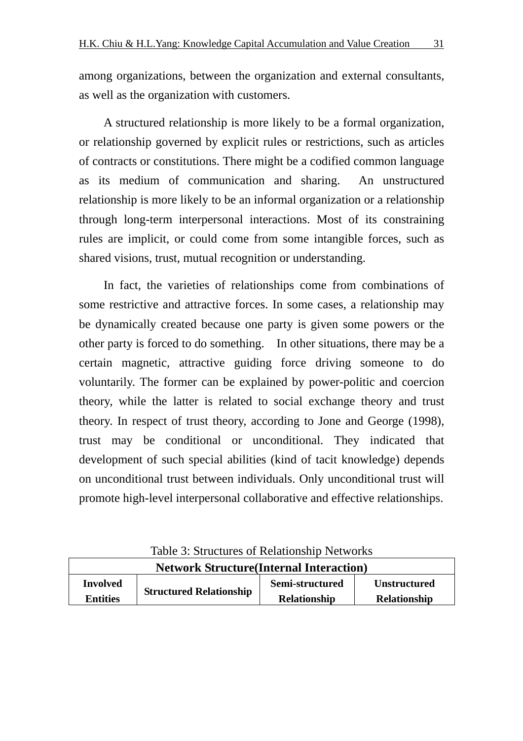among organizations, between the organization and external consultants, as well as the organization with customers.

A structured relationship is more likely to be a formal organization, or relationship governed by explicit rules or restrictions, such as articles of contracts or constitutions. There might be a codified common language as its medium of communication and sharing. An unstructured relationship is more likely to be an informal organization or a relationship through long-term interpersonal interactions. Most of its constraining rules are implicit, or could come from some intangible forces, such as shared visions, trust, mutual recognition or understanding.

In fact, the varieties of relationships come from combinations of some restrictive and attractive forces. In some cases, a relationship may be dynamically created because one party is given some powers or the other party is forced to do something. In other situations, there may be a certain magnetic, attractive guiding force driving someone to do voluntarily. The former can be explained by power-politic and coercion theory, while the latter is related to social exchange theory and trust theory. In respect of trust theory, according to Jone and George (1998), trust may be conditional or unconditional. They indicated that development of such special abilities (kind of tacit knowledge) depends on unconditional trust between individuals. Only unconditional trust will promote high-level interpersonal collaborative and effective relationships.

Table 3: Structures of Relationship Networks

| **Network Structure(Internal Interaction)** | | | |
|---|---|---|---|
| **Involved Entities** | **Structured Relationship** | **Semi-structured Relationship** | **Unstructured Relationship** |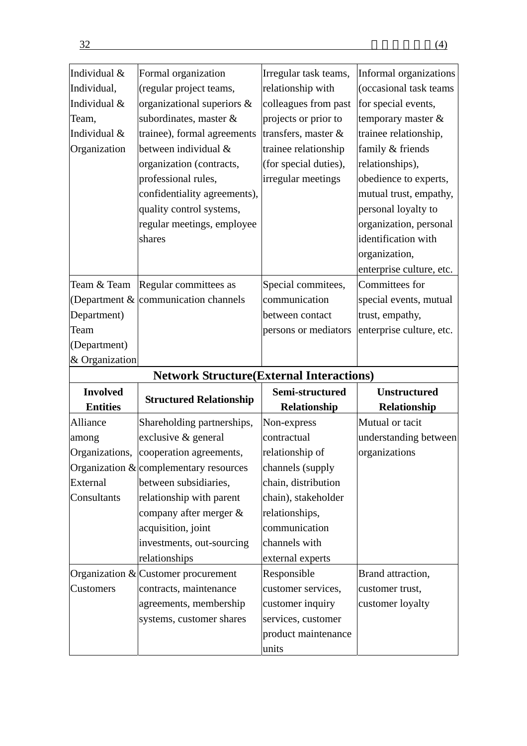| | | | |
|---|---|---|---|
| Individual & Individual, Individual & Team, Individual & Organization | Formal organization (regular project teams, organizational superiors & subordinates, master & trainee), formal agreements between individual & organization (contracts, professional rules, confidentiality agreements), quality control systems, regular meetings, employee shares | Irregular task teams, relationship with colleagues from past projects or prior to transfers, master & trainee relationship (for special duties), irregular meetings | Informal organizations (occasional task teams for special events, temporary master & trainee relationship, family & friends relationships), obedience to experts, mutual trust, empathy, personal loyalty to organization, personal identification with organization, enterprise culture, etc. |
| Team & Team (Department & Department) Team (Department) & Organization | Regular committees as communication channels | Special commitees, communication between contact persons or mediators | Committees for special events, mutual trust, empathy, enterprise culture, etc. |
| **Network Structure(External Interactions)** | | | |
| **Involved Entities** | **Structured Relationship** | **Semi-structured Relationship** | **Unstructured Relationship** |
| Alliance among Organizations, Organization & External Consultants | Shareholding partnerships, exclusive & general cooperation agreements, complementary resources between subsidiaries, relationship with parent company after merger & acquisition, joint investments, out-sourcing relationships | Non-express contractual relationship of channels (supply chain, distribution chain), stakeholder relationships, communication channels with external experts | Mutual or tacit understanding between organizations |
| Organization & Customers | Customer procurement contracts, maintenance agreements, membership systems, customer shares | Responsible customer services, customer inquiry services, customer product maintenance units | Brand attraction, customer trust, customer loyalty |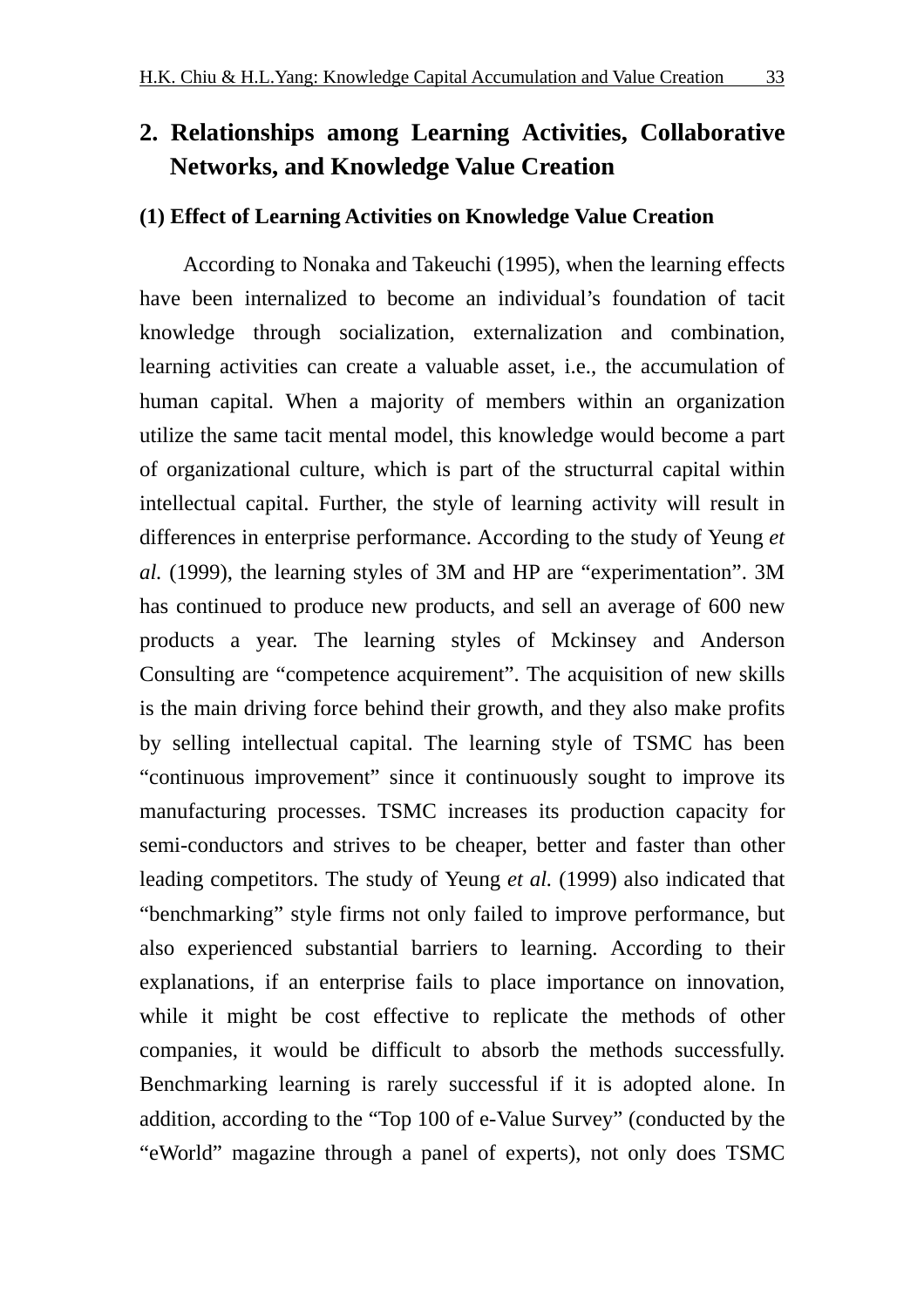## 2. Relationships among Learning Activities, Collaborative Networks, and Knowledge Value Creation

### (1) Effect of Learning Activities on Knowledge Value Creation

According to Nonaka and Takeuchi (1995), when the learning effects have been internalized to become an individual's foundation of tacit knowledge through socialization, externalization and combination, learning activities can create a valuable asset, i.e., the accumulation of human capital. When a majority of members within an organization utilize the same tacit mental model, this knowledge would become a part of organizational culture, which is part of the structurral capital within intellectual capital. Further, the style of learning activity will result in differences in enterprise performance. According to the study of Yeung *et al.* (1999), the learning styles of 3M and HP are "experimentation". 3M has continued to produce new products, and sell an average of 600 new products a year. The learning styles of Mckinsey and Anderson Consulting are "competence acquirement". The acquisition of new skills is the main driving force behind their growth, and they also make profits by selling intellectual capital. The learning style of TSMC has been "continuous improvement" since it continuously sought to improve its manufacturing processes. TSMC increases its production capacity for semi-conductors and strives to be cheaper, better and faster than other leading competitors. The study of Yeung *et al.* (1999) also indicated that "benchmarking" style firms not only failed to improve performance, but also experienced substantial barriers to learning. According to their explanations, if an enterprise fails to place importance on innovation, while it might be cost effective to replicate the methods of other companies, it would be difficult to absorb the methods successfully. Benchmarking learning is rarely successful if it is adopted alone. In addition, according to the "Top 100 of e-Value Survey" (conducted by the "eWorld" magazine through a panel of experts), not only does TSMC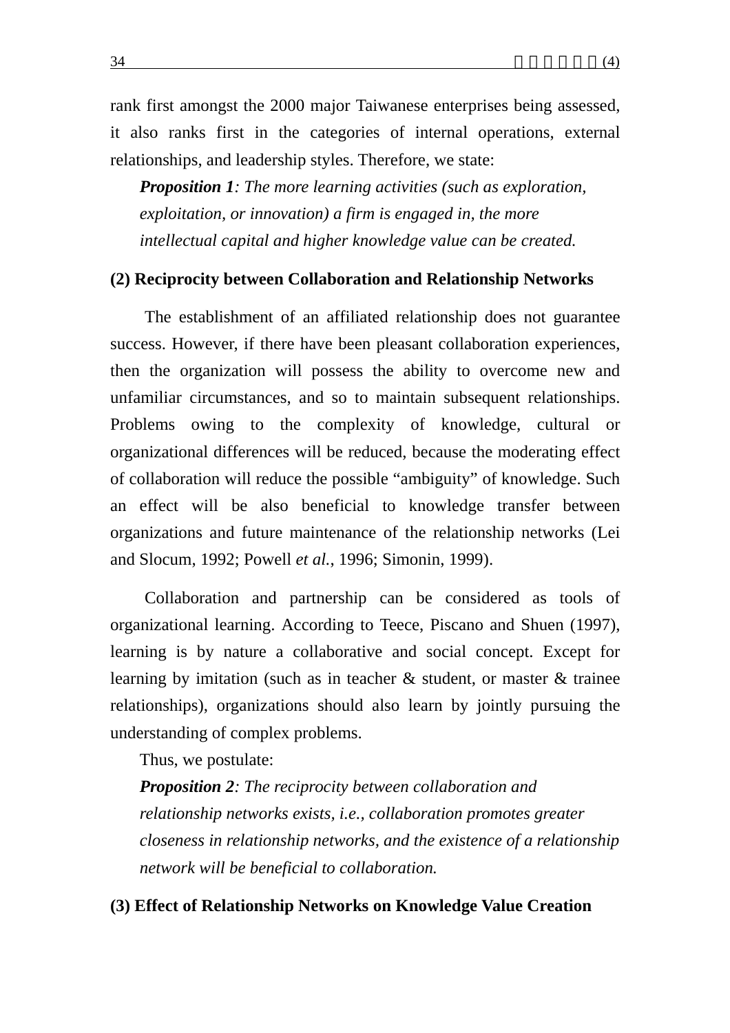rank first amongst the 2000 major Taiwanese enterprises being assessed, it also ranks first in the categories of internal operations, external relationships, and leadership styles. Therefore, we state:

***Proposition 1****: The more learning activities (such as exploration, exploitation, or innovation) a firm is engaged in, the more intellectual capital and higher knowledge value can be created.*

**(2) Reciprocity between Collaboration and Relationship Networks**

The establishment of an affiliated relationship does not guarantee success. However, if there have been pleasant collaboration experiences, then the organization will possess the ability to overcome new and unfamiliar circumstances, and so to maintain subsequent relationships. Problems owing to the complexity of knowledge, cultural or organizational differences will be reduced, because the moderating effect of collaboration will reduce the possible "ambiguity" of knowledge. Such an effect will be also beneficial to knowledge transfer between organizations and future maintenance of the relationship networks (Lei and Slocum, 1992; Powell *et al.*, 1996; Simonin, 1999).

Collaboration and partnership can be considered as tools of organizational learning. According to Teece, Piscano and Shuen (1997), learning is by nature a collaborative and social concept. Except for learning by imitation (such as in teacher & student, or master & trainee relationships), organizations should also learn by jointly pursuing the understanding of complex problems.

Thus, we postulate:

***Proposition 2****: The reciprocity between collaboration and relationship networks exists, i.e., collaboration promotes greater closeness in relationship networks, and the existence of a relationship network will be beneficial to collaboration.*

**(3) Effect of Relationship Networks on Knowledge Value Creation**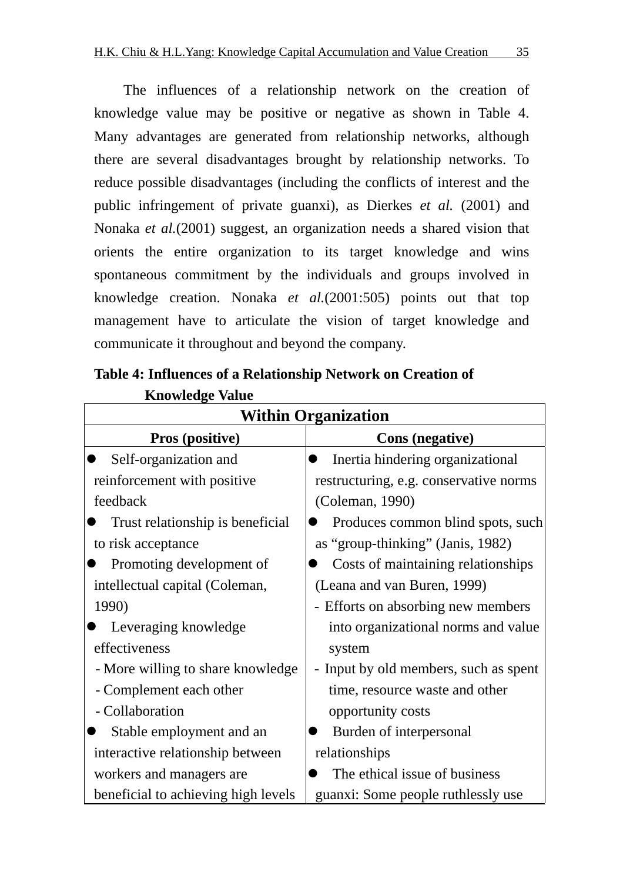The influences of a relationship network on the creation of knowledge value may be positive or negative as shown in Table 4. Many advantages are generated from relationship networks, although there are several disadvantages brought by relationship networks. To reduce possible disadvantages (including the conflicts of interest and the public infringement of private guanxi), as Dierkes *et al.* (2001) and Nonaka *et al.*(2001) suggest, an organization needs a shared vision that orients the entire organization to its target knowledge and wins spontaneous commitment by the individuals and groups involved in knowledge creation. Nonaka *et al.*(2001:505) points out that top management have to articulate the vision of target knowledge and communicate it throughout and beyond the company.

**Table 4: Influences of a Relationship Network on Creation of Knowledge Value**

| Within Organization | |
|---|---|
| **Pros (positive)** | **Cons (negative)** |
| ● Self-organization and reinforcement with positive feedback<br>● Trust relationship is beneficial to risk acceptance<br>● Promoting development of intellectual capital (Coleman, 1990)<br>● Leveraging knowledge effectiveness<br>- More willing to share knowledge<br>- Complement each other<br>- Collaboration<br>● Stable employment and an interactive relationship between workers and managers are beneficial to achieving high levels | ● Inertia hindering organizational restructuring, e.g. conservative norms (Coleman, 1990)<br>● Produces common blind spots, such as "group-thinking" (Janis, 1982)<br>● Costs of maintaining relationships (Leana and van Buren, 1999)<br>- Efforts on absorbing new members into organizational norms and value system<br>- Input by old members, such as spent time, resource waste and other opportunity costs<br>● Burden of interpersonal relationships<br>● The ethical issue of business guanxi: Some people ruthlessly use |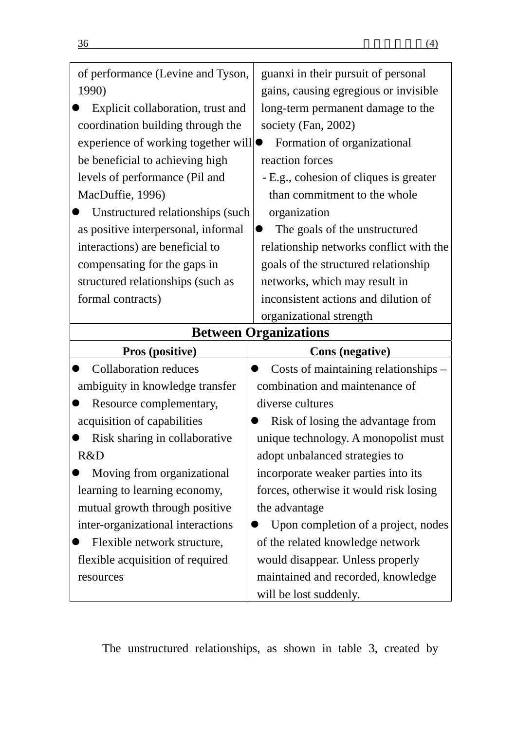| | |
|---|---|
| of performance (Levine and Tyson, 1990)<br>● Explicit collaboration, trust and coordination building through the experience of working together will be beneficial to achieving high levels of performance (Pil and MacDuffie, 1996)<br>● Unstructured relationships (such as positive interpersonal, informal interactions) are beneficial to compensating for the gaps in structured relationships (such as formal contracts) | guanxi in their pursuit of personal gains, causing egregious or invisible long-term permanent damage to the society (Fan, 2002)<br>● Formation of organizational reaction forces<br>- E.g., cohesion of cliques is greater than commitment to the whole organization<br>● The goals of the unstructured relationship networks conflict with the goals of the structured relationship networks, which may result in inconsistent actions and dilution of organizational strength |
| **Between Organizations** | |
| **Pros (positive)** | **Cons (negative)** |
| ● Collaboration reduces ambiguity in knowledge transfer<br>● Resource complementary, acquisition of capabilities<br>● Risk sharing in collaborative R&D<br>● Moving from organizational learning to learning economy, mutual growth through positive inter-organizational interactions<br>● Flexible network structure, flexible acquisition of required resources | ● Costs of maintaining relationships – combination and maintenance of diverse cultures<br>● Risk of losing the advantage from unique technology. A monopolist must adopt unbalanced strategies to incorporate weaker parties into its forces, otherwise it would risk losing the advantage<br>● Upon completion of a project, nodes of the related knowledge network would disappear. Unless properly maintained and recorded, knowledge will be lost suddenly. |

The unstructured relationships, as shown in table 3, created by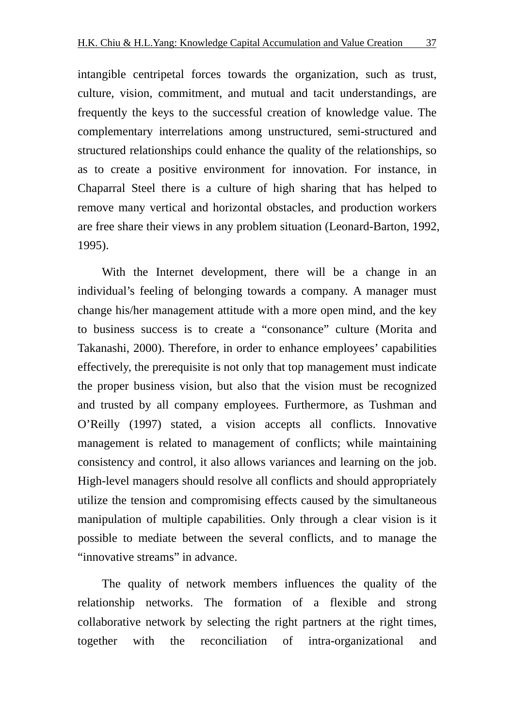intangible centripetal forces towards the organization, such as trust, culture, vision, commitment, and mutual and tacit understandings, are frequently the keys to the successful creation of knowledge value. The complementary interrelations among unstructured, semi-structured and structured relationships could enhance the quality of the relationships, so as to create a positive environment for innovation. For instance, in Chaparral Steel there is a culture of high sharing that has helped to remove many vertical and horizontal obstacles, and production workers are free share their views in any problem situation (Leonard-Barton, 1992, 1995).

With the Internet development, there will be a change in an individual's feeling of belonging towards a company. A manager must change his/her management attitude with a more open mind, and the key to business success is to create a "consonance" culture (Morita and Takanashi, 2000). Therefore, in order to enhance employees' capabilities effectively, the prerequisite is not only that top management must indicate the proper business vision, but also that the vision must be recognized and trusted by all company employees. Furthermore, as Tushman and O'Reilly (1997) stated, a vision accepts all conflicts. Innovative management is related to management of conflicts; while maintaining consistency and control, it also allows variances and learning on the job. High-level managers should resolve all conflicts and should appropriately utilize the tension and compromising effects caused by the simultaneous manipulation of multiple capabilities. Only through a clear vision is it possible to mediate between the several conflicts, and to manage the "innovative streams" in advance.

The quality of network members influences the quality of the relationship networks. The formation of a flexible and strong collaborative network by selecting the right partners at the right times, together with the reconciliation of intra-organizational and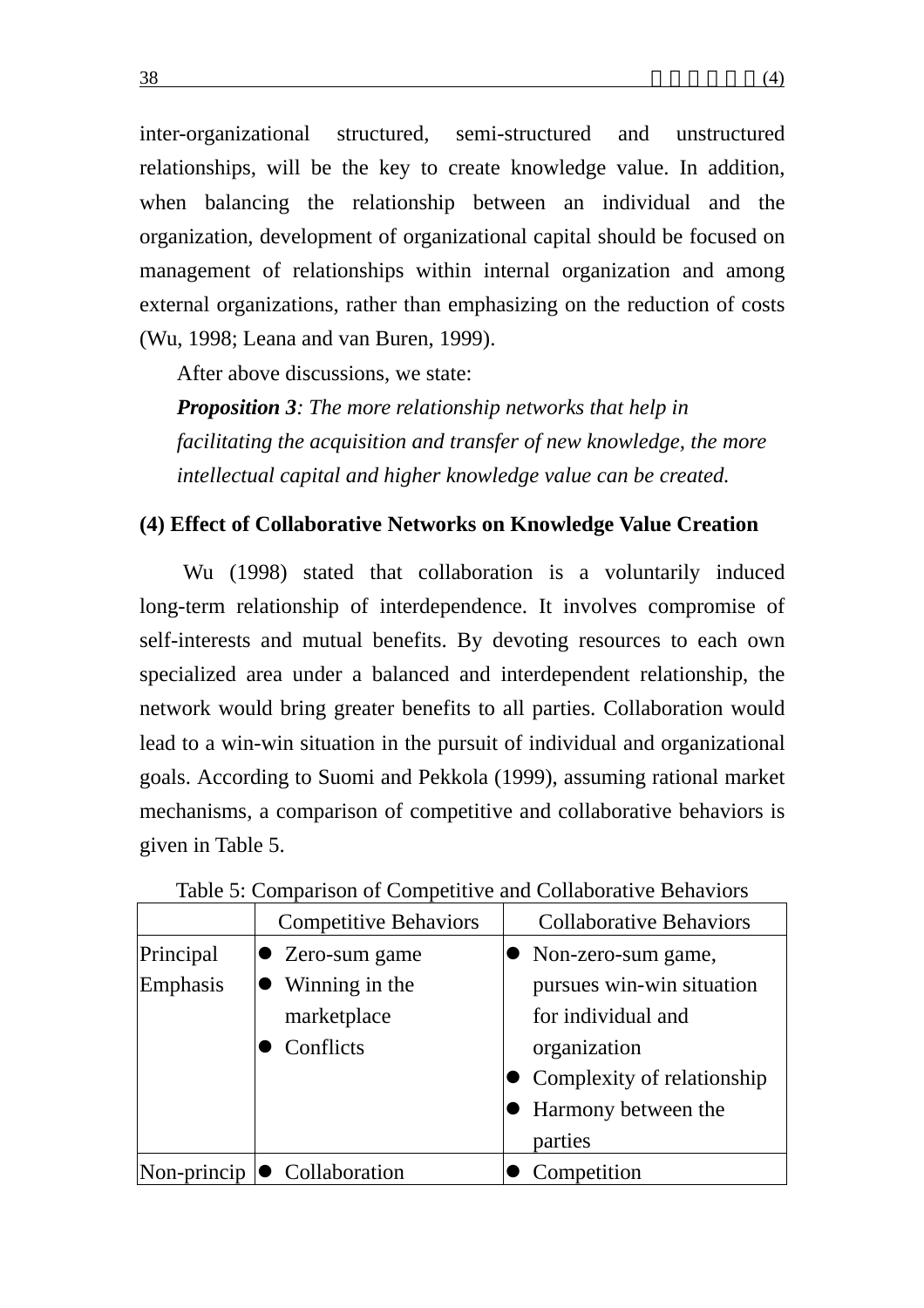inter-organizational structured, semi-structured and unstructured relationships, will be the key to create knowledge value. In addition, when balancing the relationship between an individual and the organization, development of organizational capital should be focused on management of relationships within internal organization and among external organizations, rather than emphasizing on the reduction of costs (Wu, 1998; Leana and van Buren, 1999).

After above discussions, we state:

***Proposition 3****: The more relationship networks that help in facilitating the acquisition and transfer of new knowledge, the more intellectual capital and higher knowledge value can be created.*

**(4) Effect of Collaborative Networks on Knowledge Value Creation**

Wu (1998) stated that collaboration is a voluntarily induced long-term relationship of interdependence. It involves compromise of self-interests and mutual benefits. By devoting resources to each own specialized area under a balanced and interdependent relationship, the network would bring greater benefits to all parties. Collaboration would lead to a win-win situation in the pursuit of individual and organizational goals. According to Suomi and Pekkola (1999), assuming rational market mechanisms, a comparison of competitive and collaborative behaviors is given in Table 5.

Table 5: Comparison of Competitive and Collaborative Behaviors

| | Competitive Behaviors | Collaborative Behaviors |
|---|---|---|
| Principal Emphasis | ● Zero-sum game<br>● Winning in the marketplace<br>● Conflicts | ● Non-zero-sum game, pursues win-win situation for individual and organization<br>● Complexity of relationship<br>● Harmony between the parties |
| Non-princip | ● Collaboration | ● Competition |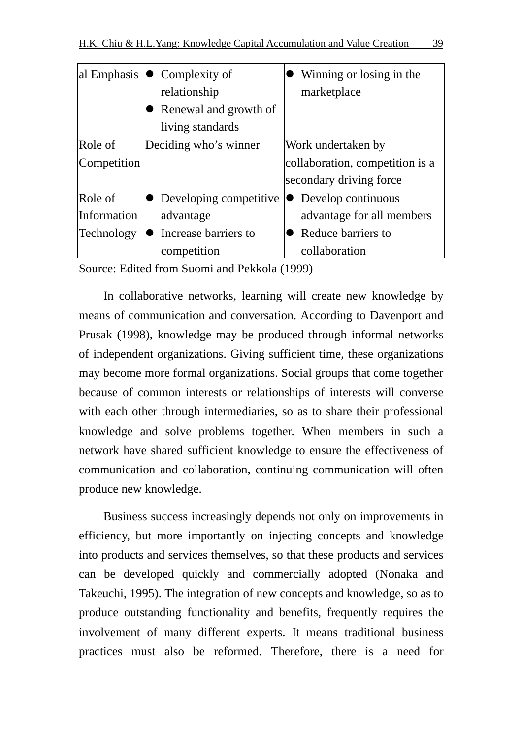| al Emphasis | ● Complexity of relationship<br>● Renewal and growth of living standards | ● Winning or losing in the marketplace |
|---|---|---|
| Role of Competition | Deciding who's winner | Work undertaken by collaboration, competition is a secondary driving force |
| Role of Information Technology | ● Developing competitive advantage<br>● Increase barriers to competition | ● Develop continuous advantage for all members<br>● Reduce barriers to collaboration |

Source: Edited from Suomi and Pekkola (1999)

In collaborative networks, learning will create new knowledge by means of communication and conversation. According to Davenport and Prusak (1998), knowledge may be produced through informal networks of independent organizations. Giving sufficient time, these organizations may become more formal organizations. Social groups that come together because of common interests or relationships of interests will converse with each other through intermediaries, so as to share their professional knowledge and solve problems together. When members in such a network have shared sufficient knowledge to ensure the effectiveness of communication and collaboration, continuing communication will often produce new knowledge.

Business success increasingly depends not only on improvements in efficiency, but more importantly on injecting concepts and knowledge into products and services themselves, so that these products and services can be developed quickly and commercially adopted (Nonaka and Takeuchi, 1995). The integration of new concepts and knowledge, so as to produce outstanding functionality and benefits, frequently requires the involvement of many different experts. It means traditional business practices must also be reformed. Therefore, there is a need for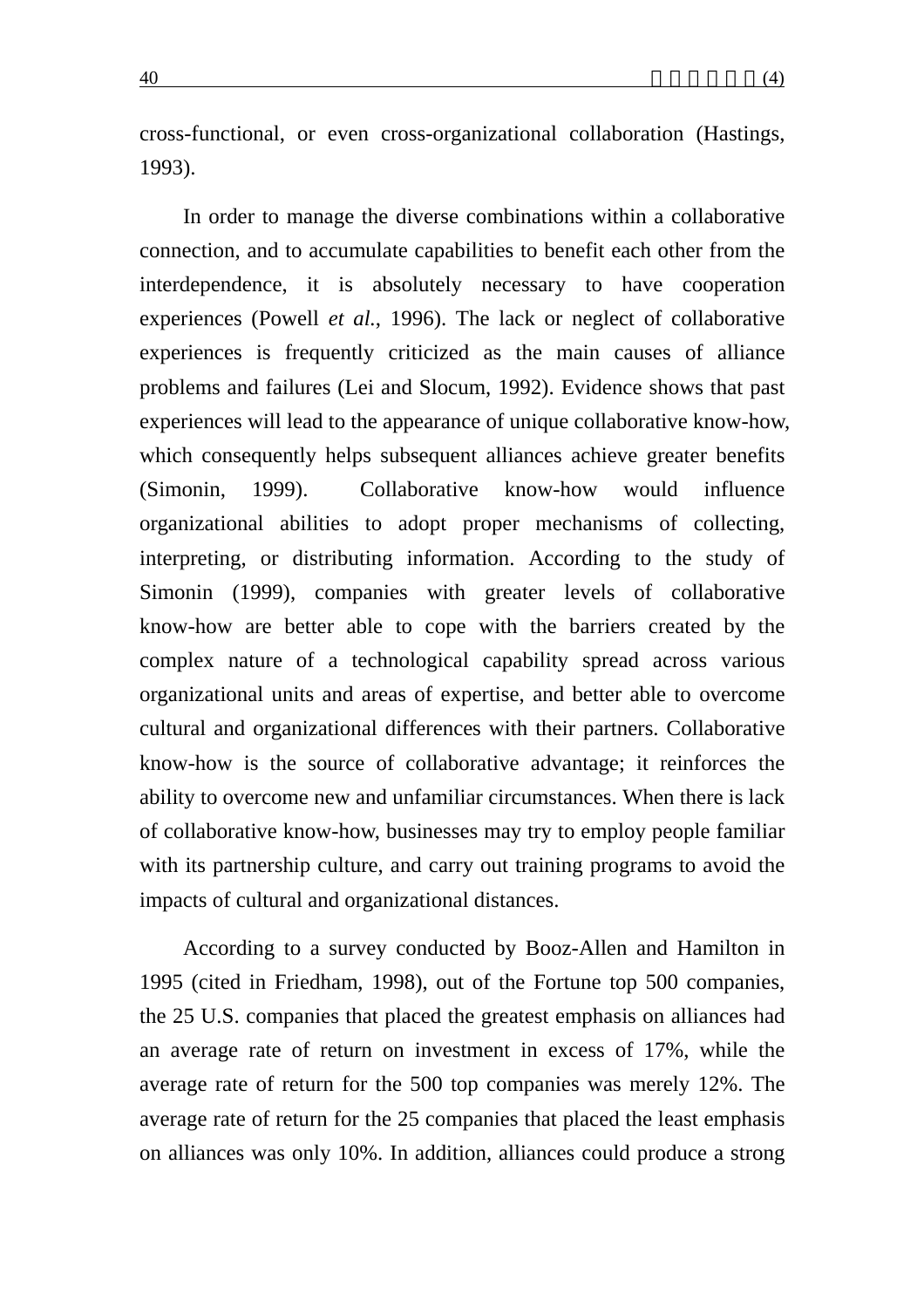cross-functional, or even cross-organizational collaboration (Hastings, 1993).

In order to manage the diverse combinations within a collaborative connection, and to accumulate capabilities to benefit each other from the interdependence, it is absolutely necessary to have cooperation experiences (Powell *et al.*, 1996). The lack or neglect of collaborative experiences is frequently criticized as the main causes of alliance problems and failures (Lei and Slocum, 1992). Evidence shows that past experiences will lead to the appearance of unique collaborative know-how, which consequently helps subsequent alliances achieve greater benefits (Simonin, 1999). Collaborative know-how would influence organizational abilities to adopt proper mechanisms of collecting, interpreting, or distributing information. According to the study of Simonin (1999), companies with greater levels of collaborative know-how are better able to cope with the barriers created by the complex nature of a technological capability spread across various organizational units and areas of expertise, and better able to overcome cultural and organizational differences with their partners. Collaborative know-how is the source of collaborative advantage; it reinforces the ability to overcome new and unfamiliar circumstances. When there is lack of collaborative know-how, businesses may try to employ people familiar with its partnership culture, and carry out training programs to avoid the impacts of cultural and organizational distances.

According to a survey conducted by Booz-Allen and Hamilton in 1995 (cited in Friedham, 1998), out of the Fortune top 500 companies, the 25 U.S. companies that placed the greatest emphasis on alliances had an average rate of return on investment in excess of 17%, while the average rate of return for the 500 top companies was merely 12%. The average rate of return for the 25 companies that placed the least emphasis on alliances was only 10%. In addition, alliances could produce a strong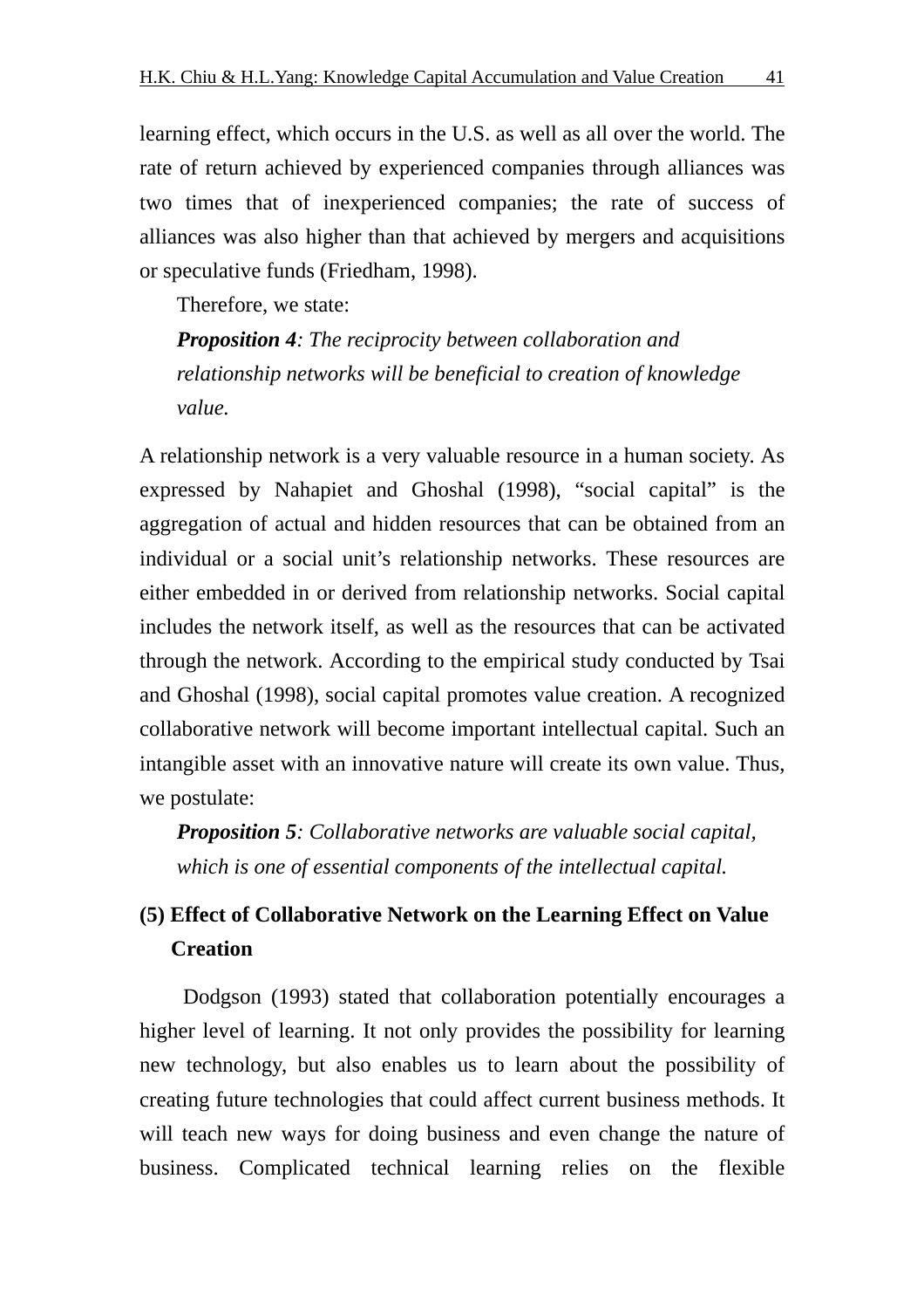learning effect, which occurs in the U.S. as well as all over the world. The rate of return achieved by experienced companies through alliances was two times that of inexperienced companies; the rate of success of alliances was also higher than that achieved by mergers and acquisitions or speculative funds (Friedham, 1998).

Therefore, we state:

***Proposition 4****: The reciprocity between collaboration and relationship networks will be beneficial to creation of knowledge value.*

A relationship network is a very valuable resource in a human society. As expressed by Nahapiet and Ghoshal (1998), "social capital" is the aggregation of actual and hidden resources that can be obtained from an individual or a social unit's relationship networks. These resources are either embedded in or derived from relationship networks. Social capital includes the network itself, as well as the resources that can be activated through the network. According to the empirical study conducted by Tsai and Ghoshal (1998), social capital promotes value creation. A recognized collaborative network will become important intellectual capital. Such an intangible asset with an innovative nature will create its own value. Thus, we postulate:

***Proposition 5****: Collaborative networks are valuable social capital, which is one of essential components of the intellectual capital.*

### (5) Effect of Collaborative Network on the Learning Effect on Value Creation

Dodgson (1993) stated that collaboration potentially encourages a higher level of learning. It not only provides the possibility for learning new technology, but also enables us to learn about the possibility of creating future technologies that could affect current business methods. It will teach new ways for doing business and even change the nature of business. Complicated technical learning relies on the flexible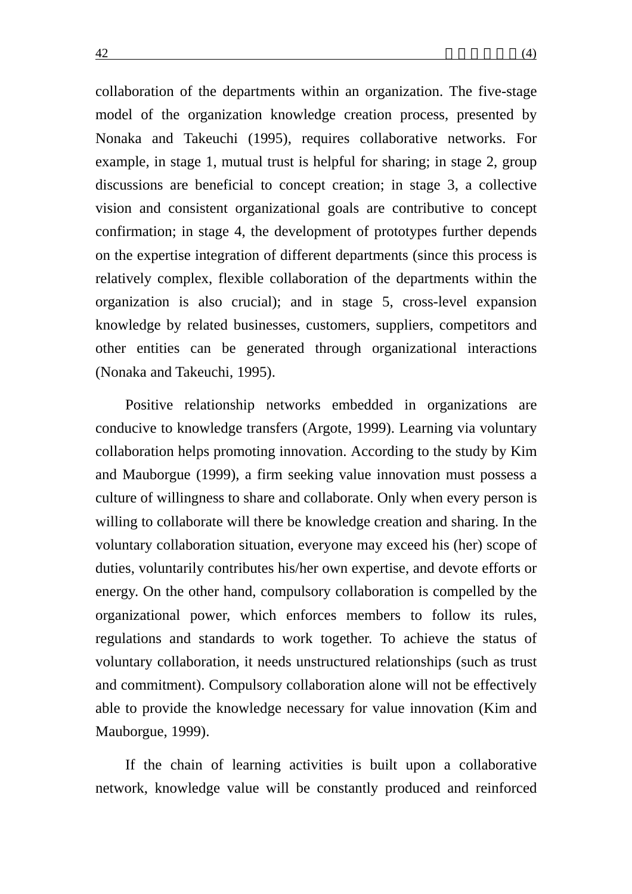collaboration of the departments within an organization. The five-stage model of the organization knowledge creation process, presented by Nonaka and Takeuchi (1995), requires collaborative networks. For example, in stage 1, mutual trust is helpful for sharing; in stage 2, group discussions are beneficial to concept creation; in stage 3, a collective vision and consistent organizational goals are contributive to concept confirmation; in stage 4, the development of prototypes further depends on the expertise integration of different departments (since this process is relatively complex, flexible collaboration of the departments within the organization is also crucial); and in stage 5, cross-level expansion knowledge by related businesses, customers, suppliers, competitors and other entities can be generated through organizational interactions (Nonaka and Takeuchi, 1995).

Positive relationship networks embedded in organizations are conducive to knowledge transfers (Argote, 1999). Learning via voluntary collaboration helps promoting innovation. According to the study by Kim and Mauborgue (1999), a firm seeking value innovation must possess a culture of willingness to share and collaborate. Only when every person is willing to collaborate will there be knowledge creation and sharing. In the voluntary collaboration situation, everyone may exceed his (her) scope of duties, voluntarily contributes his/her own expertise, and devote efforts or energy. On the other hand, compulsory collaboration is compelled by the organizational power, which enforces members to follow its rules, regulations and standards to work together. To achieve the status of voluntary collaboration, it needs unstructured relationships (such as trust and commitment). Compulsory collaboration alone will not be effectively able to provide the knowledge necessary for value innovation (Kim and Mauborgue, 1999).

If the chain of learning activities is built upon a collaborative network, knowledge value will be constantly produced and reinforced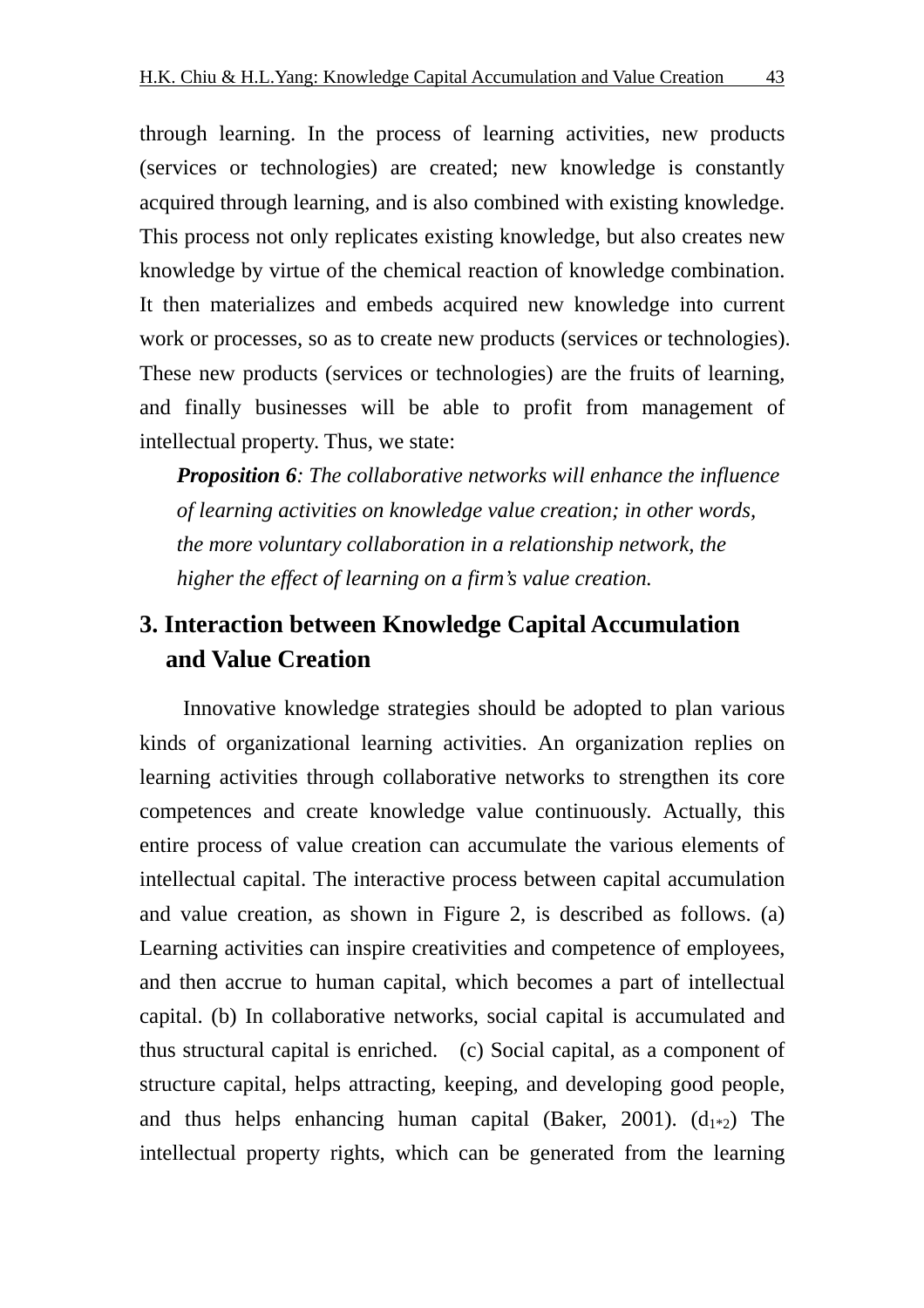through learning. In the process of learning activities, new products (services or technologies) are created; new knowledge is constantly acquired through learning, and is also combined with existing knowledge. This process not only replicates existing knowledge, but also creates new knowledge by virtue of the chemical reaction of knowledge combination. It then materializes and embeds acquired new knowledge into current work or processes, so as to create new products (services or technologies). These new products (services or technologies) are the fruits of learning, and finally businesses will be able to profit from management of intellectual property. Thus, we state:

> ***Proposition 6****: The collaborative networks will enhance the influence of learning activities on knowledge value creation; in other words, the more voluntary collaboration in a relationship network, the higher the effect of learning on a firm's value creation.*

## 3. Interaction between Knowledge Capital Accumulation and Value Creation

Innovative knowledge strategies should be adopted to plan various kinds of organizational learning activities. An organization replies on learning activities through collaborative networks to strengthen its core competences and create knowledge value continuously. Actually, this entire process of value creation can accumulate the various elements of intellectual capital. The interactive process between capital accumulation and value creation, as shown in Figure 2, is described as follows. (a) Learning activities can inspire creativities and competence of employees, and then accrue to human capital, which becomes a part of intellectual capital. (b) In collaborative networks, social capital is accumulated and thus structural capital is enriched. (c) Social capital, as a component of structure capital, helps attracting, keeping, and developing good people, and thus helps enhancing human capital (Baker, 2001). ($d_{1*2}$) The intellectual property rights, which can be generated from the learning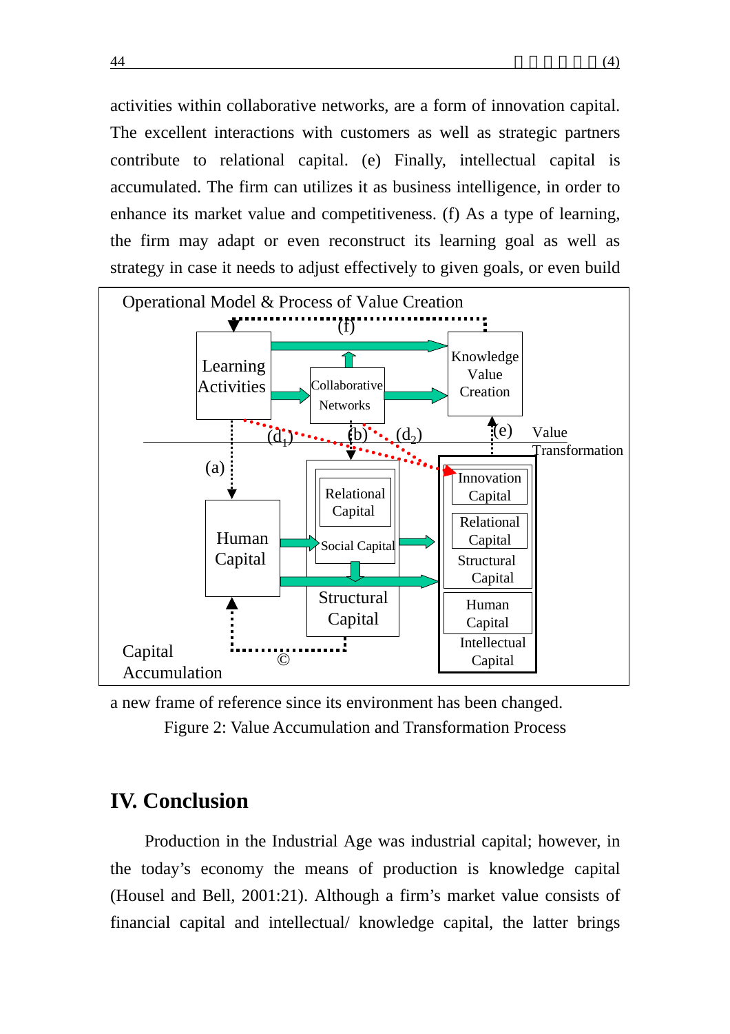activities within collaborative networks, are a form of innovation capital. The excellent interactions with customers as well as strategic partners contribute to relational capital. (e) Finally, intellectual capital is accumulated. The firm can utilizes it as business intelligence, in order to enhance its market value and competitiveness. (f) As a type of learning, the firm may adapt or even reconstruct its learning goal as well as strategy in case it needs to adjust effectively to given goals, or even build

Operational Model & Process of Value Creation

(f)

Learning Activities

Collaborative Networks

Knowledge Value Creation

$(d_1)$ (b) $(d_2)$ (e) Value Transformation

(a)

Relational Capital

Social Capital

Innovation Capital

Relational Capital

Structural Capital

Human Capital

Human Capital

Structural Capital

Intellectual Capital

Capital Accumulation

©

a new frame of reference since its environment has been changed.

Figure 2: Value Accumulation and Transformation Process

## IV. Conclusion

Production in the Industrial Age was industrial capital; however, in the today's economy the means of production is knowledge capital (Housel and Bell, 2001:21). Although a firm's market value consists of financial capital and intellectual/ knowledge capital, the latter brings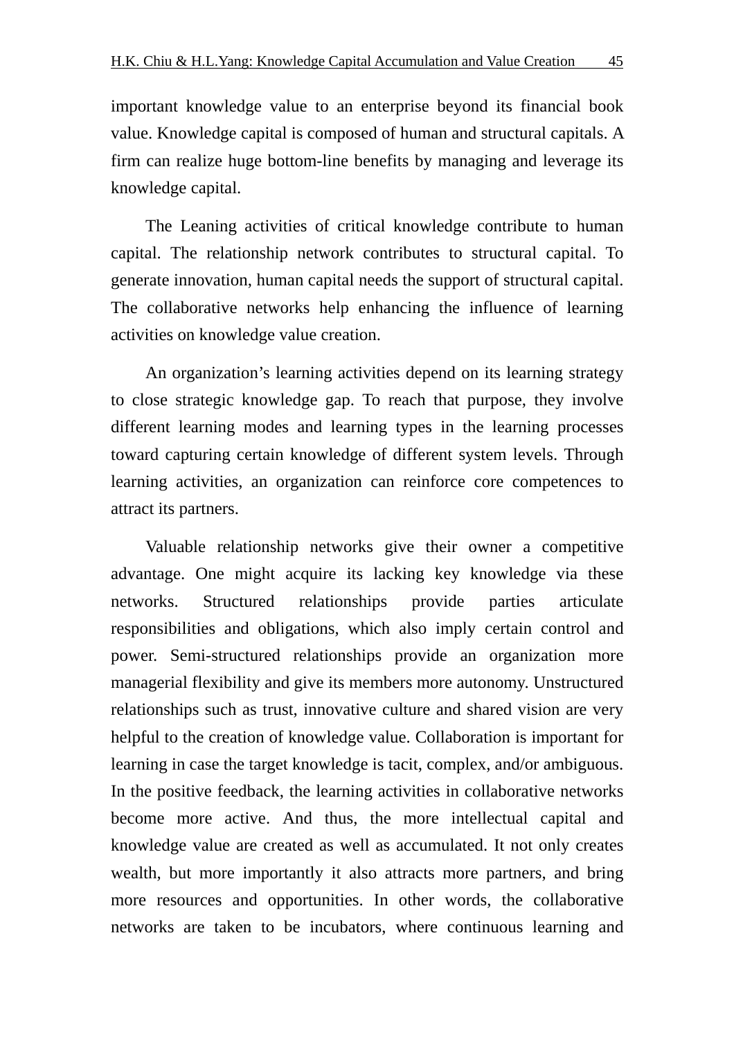important knowledge value to an enterprise beyond its financial book value. Knowledge capital is composed of human and structural capitals. A firm can realize huge bottom-line benefits by managing and leverage its knowledge capital.

The Leaning activities of critical knowledge contribute to human capital. The relationship network contributes to structural capital. To generate innovation, human capital needs the support of structural capital. The collaborative networks help enhancing the influence of learning activities on knowledge value creation.

An organization’s learning activities depend on its learning strategy to close strategic knowledge gap. To reach that purpose, they involve different learning modes and learning types in the learning processes toward capturing certain knowledge of different system levels. Through learning activities, an organization can reinforce core competences to attract its partners.

Valuable relationship networks give their owner a competitive advantage. One might acquire its lacking key knowledge via these networks. Structured relationships provide parties articulate responsibilities and obligations, which also imply certain control and power. Semi-structured relationships provide an organization more managerial flexibility and give its members more autonomy. Unstructured relationships such as trust, innovative culture and shared vision are very helpful to the creation of knowledge value. Collaboration is important for learning in case the target knowledge is tacit, complex, and/or ambiguous. In the positive feedback, the learning activities in collaborative networks become more active. And thus, the more intellectual capital and knowledge value are created as well as accumulated. It not only creates wealth, but more importantly it also attracts more partners, and bring more resources and opportunities. In other words, the collaborative networks are taken to be incubators, where continuous learning and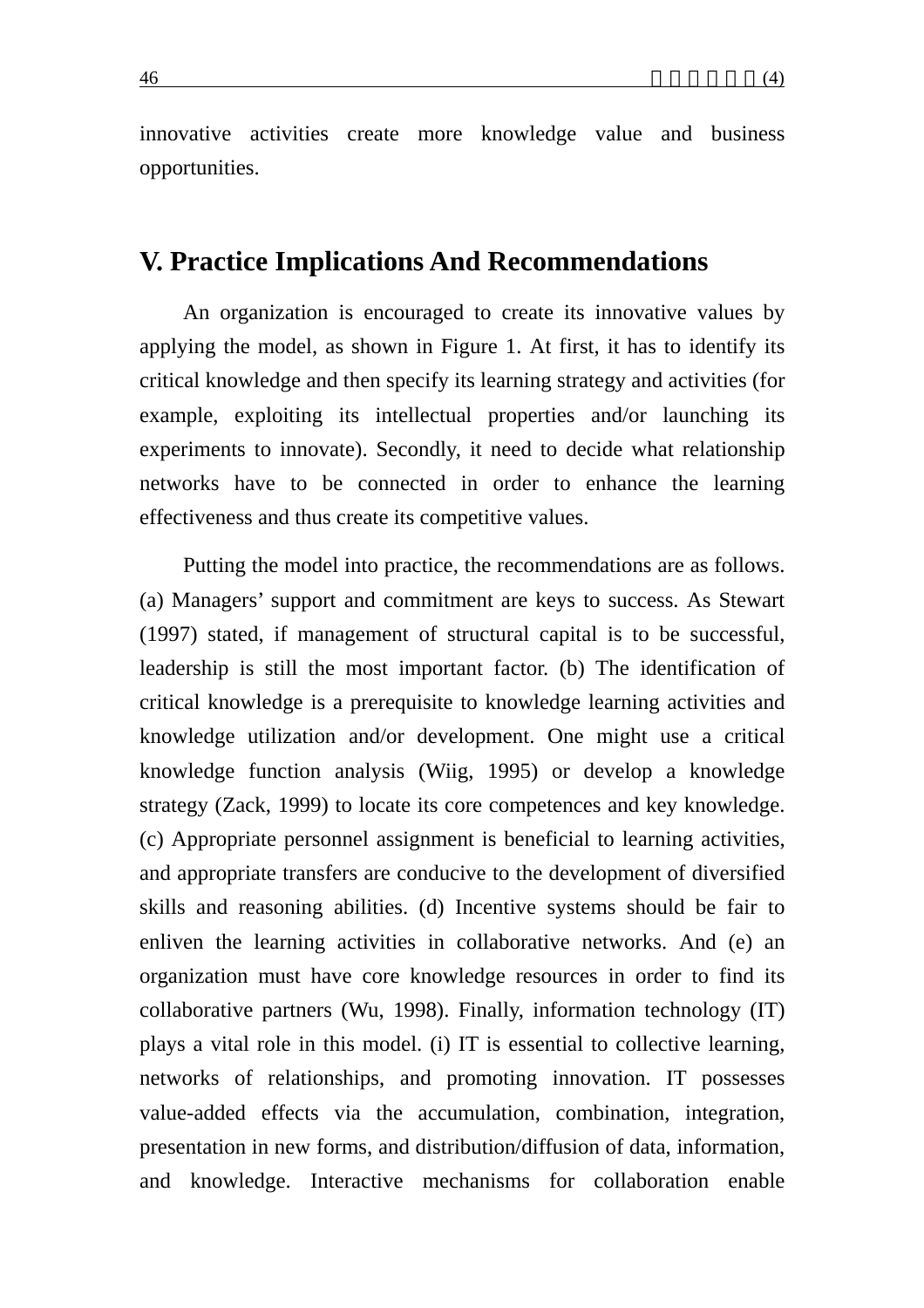innovative activities create more knowledge value and business opportunities.

## V. Practice Implications And Recommendations

An organization is encouraged to create its innovative values by applying the model, as shown in Figure 1. At first, it has to identify its critical knowledge and then specify its learning strategy and activities (for example, exploiting its intellectual properties and/or launching its experiments to innovate). Secondly, it need to decide what relationship networks have to be connected in order to enhance the learning effectiveness and thus create its competitive values.

Putting the model into practice, the recommendations are as follows. (a) Managers' support and commitment are keys to success. As Stewart (1997) stated, if management of structural capital is to be successful, leadership is still the most important factor. (b) The identification of critical knowledge is a prerequisite to knowledge learning activities and knowledge utilization and/or development. One might use a critical knowledge function analysis (Wiig, 1995) or develop a knowledge strategy (Zack, 1999) to locate its core competences and key knowledge. (c) Appropriate personnel assignment is beneficial to learning activities, and appropriate transfers are conducive to the development of diversified skills and reasoning abilities. (d) Incentive systems should be fair to enliven the learning activities in collaborative networks. And (e) an organization must have core knowledge resources in order to find its collaborative partners (Wu, 1998). Finally, information technology (IT) plays a vital role in this model. (i) IT is essential to collective learning, networks of relationships, and promoting innovation. IT possesses value-added effects via the accumulation, combination, integration, presentation in new forms, and distribution/diffusion of data, information, and knowledge. Interactive mechanisms for collaboration enable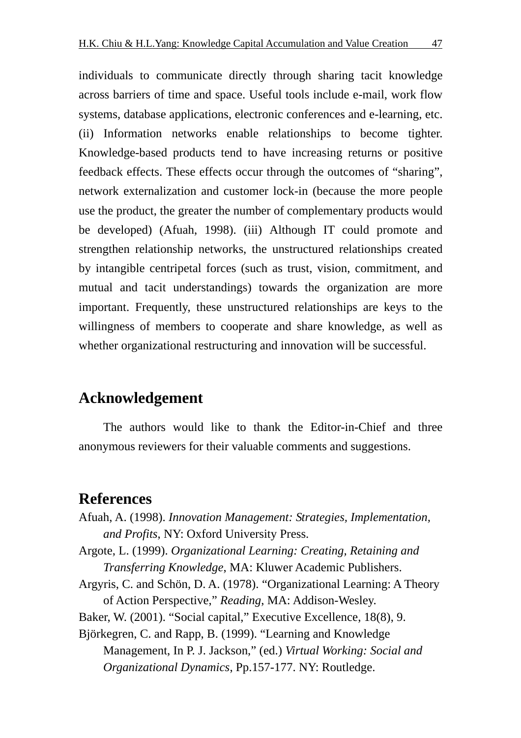individuals to communicate directly through sharing tacit knowledge across barriers of time and space. Useful tools include e-mail, work flow systems, database applications, electronic conferences and e-learning, etc. (ii) Information networks enable relationships to become tighter. Knowledge-based products tend to have increasing returns or positive feedback effects. These effects occur through the outcomes of "sharing", network externalization and customer lock-in (because the more people use the product, the greater the number of complementary products would be developed) (Afuah, 1998). (iii) Although IT could promote and strengthen relationship networks, the unstructured relationships created by intangible centripetal forces (such as trust, vision, commitment, and mutual and tacit understandings) towards the organization are more important. Frequently, these unstructured relationships are keys to the willingness of members to cooperate and share knowledge, as well as whether organizational restructuring and innovation will be successful.

## Acknowledgement

The authors would like to thank the Editor-in-Chief and three anonymous reviewers for their valuable comments and suggestions.

## References

Afuah, A. (1998). *Innovation Management: Strategies, Implementation, and Profits*, NY: Oxford University Press.

Argote, L. (1999). *Organizational Learning: Creating, Retaining and Transferring Knowledge*, MA: Kluwer Academic Publishers.

Argyris, C. and Schön, D. A. (1978). "Organizational Learning: A Theory of Action Perspective," *Reading*, MA: Addison-Wesley.

Baker, W. (2001). "Social capital," Executive Excellence, 18(8), 9.

Björkegren, C. and Rapp, B. (1999). "Learning and Knowledge Management, In P. J. Jackson," (ed.) *Virtual Working: Social and Organizational Dynamics*, Pp.157-177. NY: Routledge.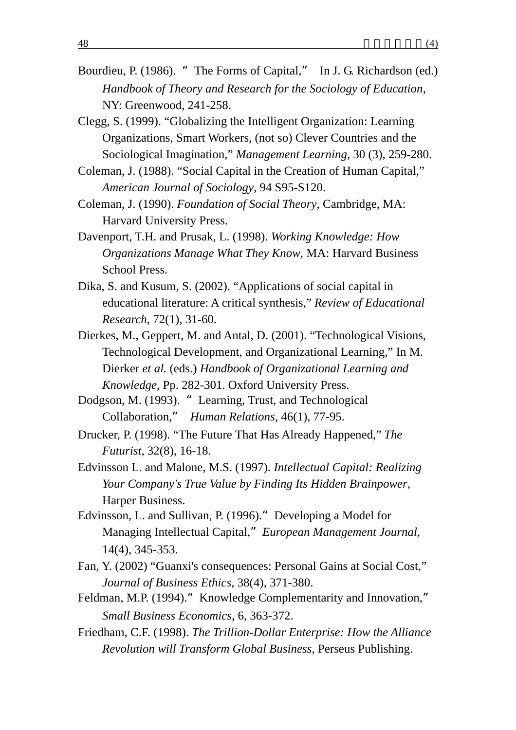Bourdieu, P. (1986). "The Forms of Capital," In J. G. Richardson (ed.) *Handbook of Theory and Research for the Sociology of Education*, NY: Greenwood, 241-258.

Clegg, S. (1999). "Globalizing the Intelligent Organization: Learning Organizations, Smart Workers, (not so) Clever Countries and the Sociological Imagination," *Management Learning*, 30 (3), 259-280.

Coleman, J. (1988). "Social Capital in the Creation of Human Capital," *American Journal of Sociology*, 94 S95-S120.

Coleman, J. (1990). *Foundation of Social Theory*, Cambridge, MA: Harvard University Press.

Davenport, T.H. and Prusak, L. (1998). *Working Knowledge: How Organizations Manage What They Know*, MA: Harvard Business School Press.

Dika, S. and Kusum, S. (2002). "Applications of social capital in educational literature: A critical synthesis," *Review of Educational Research*, 72(1), 31-60.

Dierkes, M., Geppert, M. and Antal, D. (2001). "Technological Visions, Technological Development, and Organizational Learning," In M. Dierker *et al.* (eds.) *Handbook of Organizational Learning and Knowledge*, Pp. 282-301. Oxford University Press.

Dodgson, M. (1993). "Learning, Trust, and Technological Collaboration," *Human Relations*, 46(1), 77-95.

Drucker, P. (1998). "The Future That Has Already Happened," *The Futurist*, 32(8), 16-18.

Edvinsson L. and Malone, M.S. (1997). *Intellectual Capital: Realizing Your Company's True Value by Finding Its Hidden Brainpower*, Harper Business.

Edvinsson, L. and Sullivan, P. (1996)."Developing a Model for Managing Intellectual Capital," *European Management Journal*, 14(4), 345-353.

Fan, Y. (2002) "Guanxi's consequences: Personal Gains at Social Cost," *Journal of Business Ethics*, 38(4), 371-380.

Feldman, M.P. (1994)."Knowledge Complementarity and Innovation," *Small Business Economics*, 6, 363-372.

Friedham, C.F. (1998). *The Trillion-Dollar Enterprise: How the Alliance Revolution will Transform Global Business*, Perseus Publishing.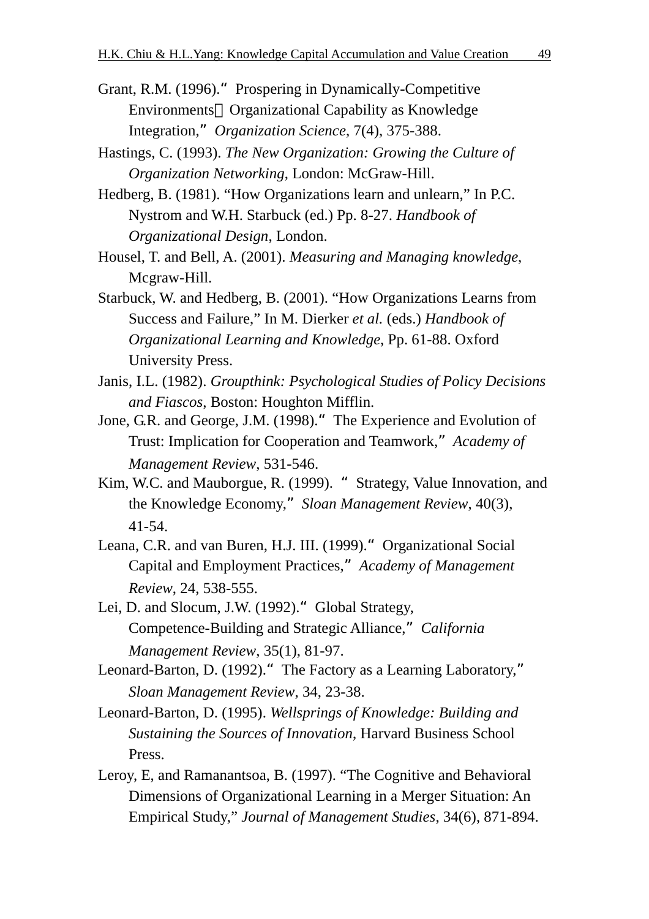Grant, R.M. (1996).“ Prospering in Dynamically-Competitive Environments：Organizational Capability as Knowledge Integration,” *Organization Science*, 7(4), 375-388.

Hastings, C. (1993). *The New Organization: Growing the Culture of Organization Networking*, London: McGraw-Hill.

Hedberg, B. (1981). “How Organizations learn and unlearn,” In P.C. Nystrom and W.H. Starbuck (ed.) Pp. 8-27. *Handbook of Organizational Design*, London.

Housel, T. and Bell, A. (2001). *Measuring and Managing knowledge*, Mcgraw-Hill.

Starbuck, W. and Hedberg, B. (2001). “How Organizations Learns from Success and Failure,” In M. Dierker *et al.* (eds.) *Handbook of Organizational Learning and Knowledge*, Pp. 61-88. Oxford University Press.

Janis, I.L. (1982). *Groupthink: Psychological Studies of Policy Decisions and Fiascos*, Boston: Houghton Mifflin.

Jone, G.R. and George, J.M. (1998).“ The Experience and Evolution of Trust: Implication for Cooperation and Teamwork,” *Academy of Management Review*, 531-546.

Kim, W.C. and Mauborgue, R. (1999). “ Strategy, Value Innovation, and the Knowledge Economy,” *Sloan Management Review*, 40(3), 41-54.

Leana, C.R. and van Buren, H.J. III. (1999).“ Organizational Social Capital and Employment Practices,” *Academy of Management Review*, 24, 538-555.

Lei, D. and Slocum, J.W. (1992).“ Global Strategy, Competence-Building and Strategic Alliance,” *California Management Review*, 35(1), 81-97.

Leonard-Barton, D. (1992).“ The Factory as a Learning Laboratory,” *Sloan Management Review*, 34, 23-38.

Leonard-Barton, D. (1995). *Wellsprings of Knowledge: Building and Sustaining the Sources of Innovation*, Harvard Business School Press.

Leroy, E, and Ramanantsoa, B. (1997). “The Cognitive and Behavioral Dimensions of Organizational Learning in a Merger Situation: An Empirical Study,” *Journal of Management Studies*, 34(6), 871-894.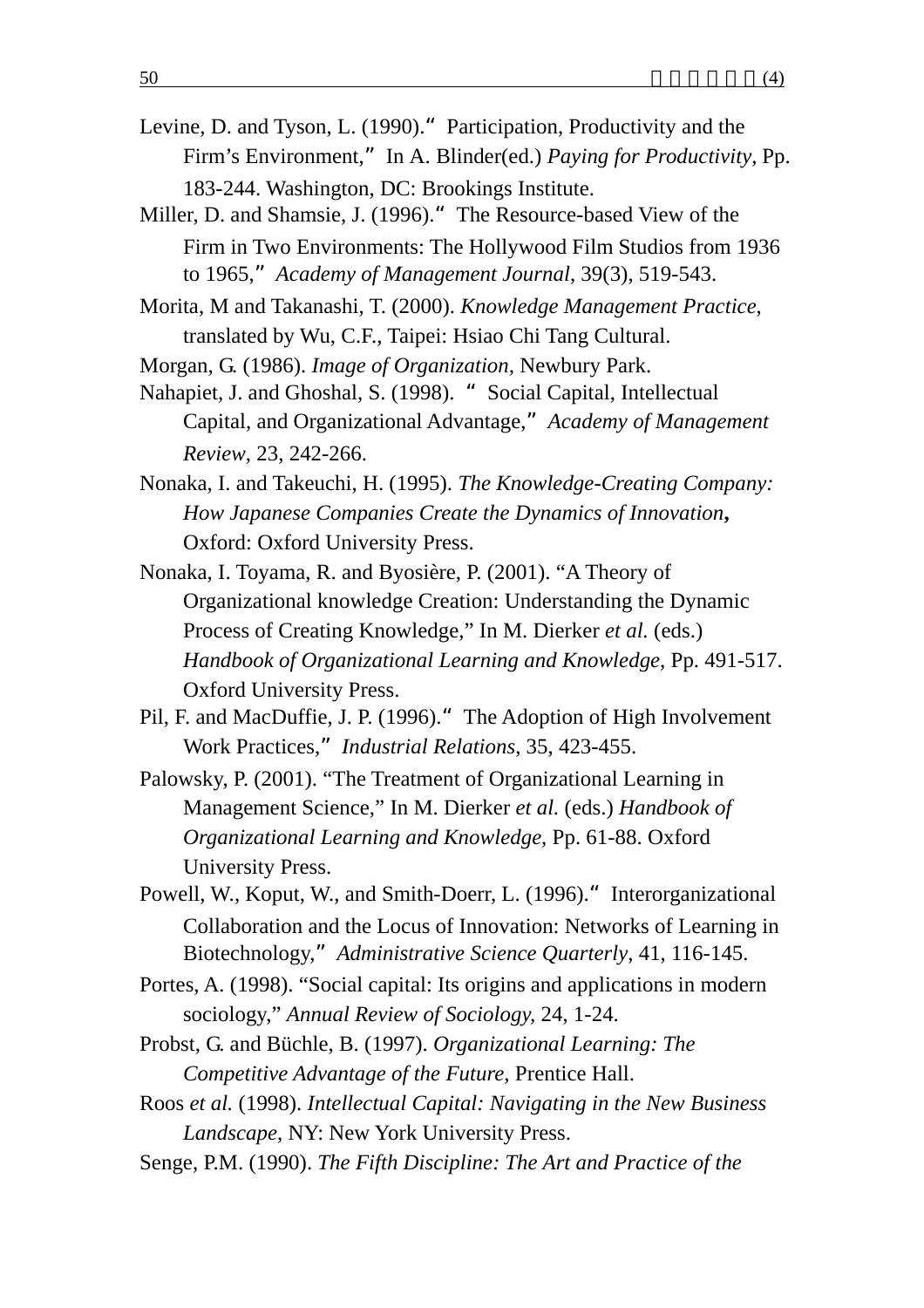Levine, D. and Tyson, L. (1990).“ Participation, Productivity and the Firm’s Environment,” In A. Blinder(ed.) *Paying for Productivity*, Pp. 183-244. Washington, DC: Brookings Institute.

Miller, D. and Shamsie, J. (1996).“ The Resource-based View of the Firm in Two Environments: The Hollywood Film Studios from 1936 to 1965,” *Academy of Management Journal*, 39(3), 519-543.

Morita, M and Takanashi, T. (2000). *Knowledge Management Practice*, translated by Wu, C.F., Taipei: Hsiao Chi Tang Cultural.

Morgan, G. (1986). *Image of Organization*, Newbury Park.

Nahapiet, J. and Ghoshal, S. (1998). “ Social Capital, Intellectual Capital, and Organizational Advantage,” *Academy of Management Review*, 23, 242-266.

Nonaka, I. and Takeuchi, H. (1995). *The Knowledge-Creating Company: How Japanese Companies Create the Dynamics of Innovation***,** Oxford: Oxford University Press.

Nonaka, I. Toyama, R. and Byosière, P. (2001). “A Theory of Organizational knowledge Creation: Understanding the Dynamic Process of Creating Knowledge,” In M. Dierker *et al.* (eds.) *Handbook of Organizational Learning and Knowledge*, Pp. 491-517. Oxford University Press.

Pil, F. and MacDuffie, J. P. (1996).“ The Adoption of High Involvement Work Practices,” *Industrial Relations*, 35, 423-455.

Palowsky, P. (2001). “The Treatment of Organizational Learning in Management Science,” In M. Dierker *et al.* (eds.) *Handbook of Organizational Learning and Knowledge*, Pp. 61-88. Oxford University Press.

Powell, W., Koput, W., and Smith-Doerr, L. (1996).“ Interorganizational Collaboration and the Locus of Innovation: Networks of Learning in Biotechnology,” *Administrative Science Quarterly*, 41, 116-145.

Portes, A. (1998). “Social capital: Its origins and applications in modern sociology,” *Annual Review of Sociology*, 24, 1-24.

Probst, G. and Büchle, B. (1997). *Organizational Learning: The Competitive Advantage of the Future*, Prentice Hall.

Roos *et al.* (1998). *Intellectual Capital: Navigating in the New Business Landscape*, NY: New York University Press.

Senge, P.M. (1990). *The Fifth Discipline: The Art and Practice of the*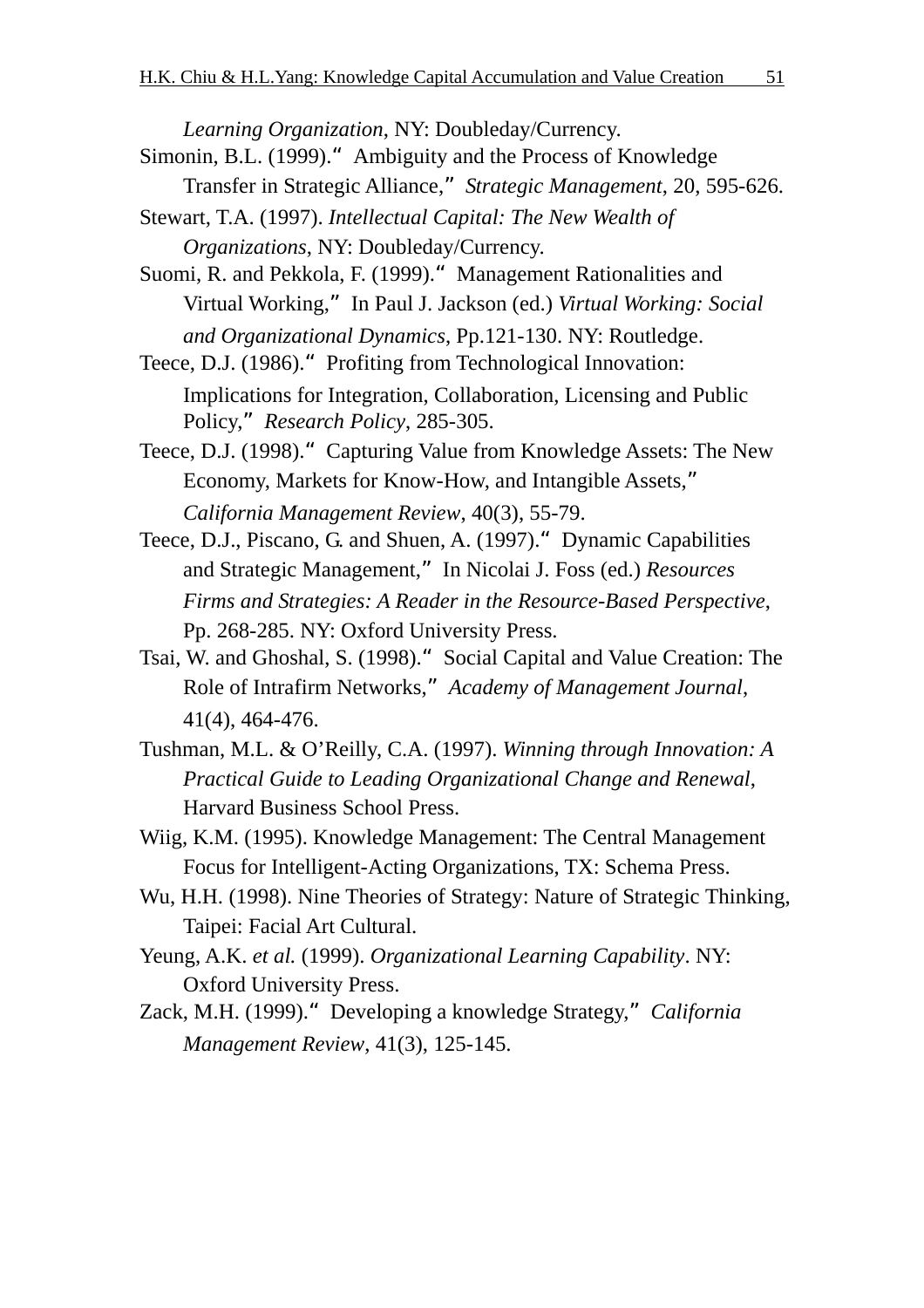*Learning Organization*, NY: Doubleday/Currency.

Simonin, B.L. (1999).“ Ambiguity and the Process of Knowledge Transfer in Strategic Alliance,” *Strategic Management*, 20, 595-626.

Stewart, T.A. (1997). *Intellectual Capital: The New Wealth of Organizations*, NY: Doubleday/Currency.

Suomi, R. and Pekkola, F. (1999).“ Management Rationalities and Virtual Working,” In Paul J. Jackson (ed.) *Virtual Working: Social and Organizational Dynamics*, Pp.121-130. NY: Routledge.

Teece, D.J. (1986).“ Profiting from Technological Innovation: Implications for Integration, Collaboration, Licensing and Public Policy,” *Research Policy*, 285-305.

Teece, D.J. (1998).“ Capturing Value from Knowledge Assets: The New Economy, Markets for Know-How, and Intangible Assets,” *California Management Review*, 40(3), 55-79.

Teece, D.J., Piscano, G. and Shuen, A. (1997).“ Dynamic Capabilities and Strategic Management,” In Nicolai J. Foss (ed.) *Resources Firms and Strategies: A Reader in the Resource-Based Perspective*, Pp. 268-285. NY: Oxford University Press.

Tsai, W. and Ghoshal, S. (1998).“ Social Capital and Value Creation: The Role of Intrafirm Networks,” *Academy of Management Journal*, 41(4), 464-476.

Tushman, M.L. & O’Reilly, C.A. (1997). *Winning through Innovation: A Practical Guide to Leading Organizational Change and Renewal*, Harvard Business School Press.

Wiig, K.M. (1995). Knowledge Management: The Central Management Focus for Intelligent-Acting Organizations, TX: Schema Press.

Wu, H.H. (1998). Nine Theories of Strategy: Nature of Strategic Thinking, Taipei: Facial Art Cultural.

Yeung, A.K. *et al.* (1999). *Organizational Learning Capability*. NY: Oxford University Press.

Zack, M.H. (1999).“ Developing a knowledge Strategy,” *California Management Review*, 41(3), 125-145.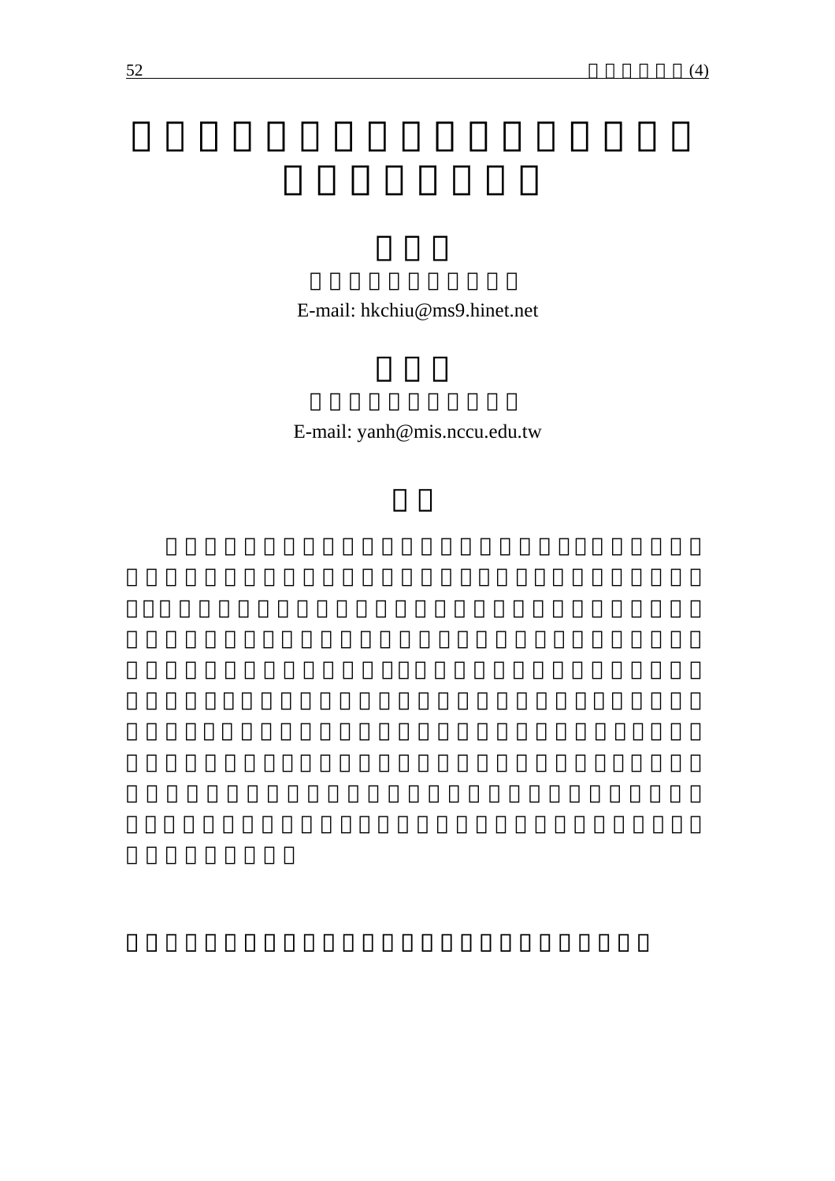E-mail: hkchiu@ms9.hinet.net

E-mail: yanh@mis.nccu.edu.tw